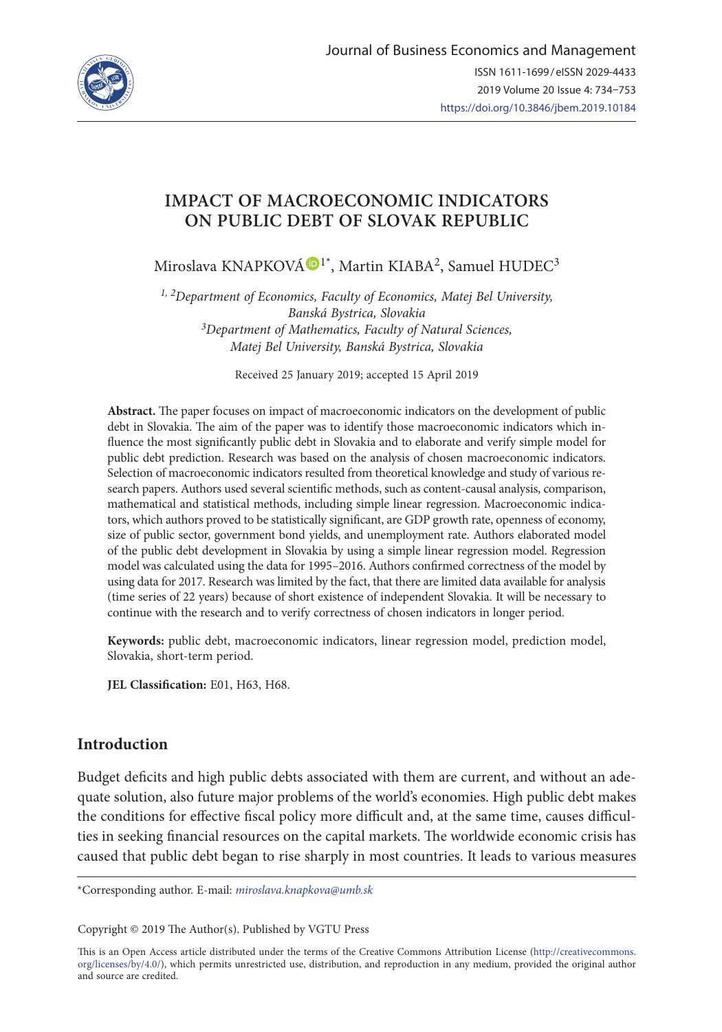Journal of Business Economics and Management

ISSN 1611-1699 / eISSN 2029-4433

2019 Volume 20 Issue 4: 734–753

https://doi.org/10.3846/jbem.2019.10184

# IMPACT OF MACROECONOMIC INDICATORS ON PUBLIC DEBT OF SLOVAK REPUBLIC

Miroslava KNAPKOVÁ[1*], Martin KIABA[2], Samuel HUDEC[3]

*[1, 2]Department of Economics, Faculty of Economics, Matej Bel University, Banská Bystrica, Slovakia*
*[3]Department of Mathematics, Faculty of Natural Sciences, Matej Bel University, Banská Bystrica, Slovakia*

Received 25 January 2019; accepted 15 April 2019

**Abstract.** The paper focuses on impact of macroeconomic indicators on the development of public debt in Slovakia. The aim of the paper was to identify those macroeconomic indicators which influence the most significantly public debt in Slovakia and to elaborate and verify simple model for public debt prediction. Research was based on the analysis of chosen macroeconomic indicators. Selection of macroeconomic indicators resulted from theoretical knowledge and study of various research papers. Authors used several scientific methods, such as content-causal analysis, comparison, mathematical and statistical methods, including simple linear regression. Macroeconomic indicators, which authors proved to be statistically significant, are GDP growth rate, openness of economy, size of public sector, government bond yields, and unemployment rate. Authors elaborated model of the public debt development in Slovakia by using a simple linear regression model. Regression model was calculated using the data for 1995–2016. Authors confirmed correctness of the model by using data for 2017. Research was limited by the fact, that there are limited data available for analysis (time series of 22 years) because of short existence of independent Slovakia. It will be necessary to continue with the research and to verify correctness of chosen indicators in longer period.

**Keywords:** public debt, macroeconomic indicators, linear regression model, prediction model, Slovakia, short-term period.

**JEL Classification:** E01, H63, H68.

## Introduction

Budget deficits and high public debts associated with them are current, and without an adequate solution, also future major problems of the world's economies. High public debt makes the conditions for effective fiscal policy more difficult and, at the same time, causes difficulties in seeking financial resources on the capital markets. The worldwide economic crisis has caused that public debt began to rise sharply in most countries. It leads to various measures

*Corresponding author. E-mail: *miroslava.knapkova@umb.sk*

Copyright © 2019 The Author(s). Published by VGTU Press

This is an Open Access article distributed under the terms of the Creative Commons Attribution License (http://creativecommons.org/licenses/by/4.0/), which permits unrestricted use, distribution, and reproduction in any medium, provided the original author and source are credited.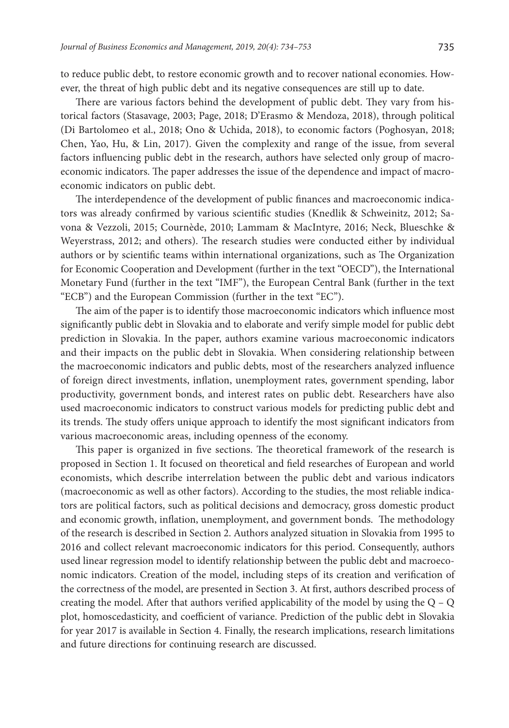to reduce public debt, to restore economic growth and to recover national economies. However, the threat of high public debt and its negative consequences are still up to date.

There are various factors behind the development of public debt. They vary from historical factors (Stasavage, 2003; Page, 2018; D'Erasmo & Mendoza, 2018), through political (Di Bartolomeo et al., 2018; Ono & Uchida, 2018), to economic factors (Poghosyan, 2018; Chen, Yao, Hu, & Lin, 2017). Given the complexity and range of the issue, from several factors influencing public debt in the research, authors have selected only group of macroeconomic indicators. The paper addresses the issue of the dependence and impact of macroeconomic indicators on public debt.

The interdependence of the development of public finances and macroeconomic indicators was already confirmed by various scientific studies (Knedlik & Schweinitz, 2012; Savona & Vezzoli, 2015; Cournède, 2010; Lammam & MacIntyre, 2016; Neck, Blueschke & Weyerstrass, 2012; and others). The research studies were conducted either by individual authors or by scientific teams within international organizations, such as The Organization for Economic Cooperation and Development (further in the text "OECD"), the International Monetary Fund (further in the text "IMF"), the European Central Bank (further in the text "ECB") and the European Commission (further in the text "EC").

The aim of the paper is to identify those macroeconomic indicators which influence most significantly public debt in Slovakia and to elaborate and verify simple model for public debt prediction in Slovakia. In the paper, authors examine various macroeconomic indicators and their impacts on the public debt in Slovakia. When considering relationship between the macroeconomic indicators and public debts, most of the researchers analyzed influence of foreign direct investments, inflation, unemployment rates, government spending, labor productivity, government bonds, and interest rates on public debt. Researchers have also used macroeconomic indicators to construct various models for predicting public debt and its trends. The study offers unique approach to identify the most significant indicators from various macroeconomic areas, including openness of the economy.

This paper is organized in five sections. The theoretical framework of the research is proposed in Section 1. It focused on theoretical and field researches of European and world economists, which describe interrelation between the public debt and various indicators (macroeconomic as well as other factors). According to the studies, the most reliable indicators are political factors, such as political decisions and democracy, gross domestic product and economic growth, inflation, unemployment, and government bonds. The methodology of the research is described in Section 2. Authors analyzed situation in Slovakia from 1995 to 2016 and collect relevant macroeconomic indicators for this period. Consequently, authors used linear regression model to identify relationship between the public debt and macroeconomic indicators. Creation of the model, including steps of its creation and verification of the correctness of the model, are presented in Section 3. At first, authors described process of creating the model. After that authors verified applicability of the model by using the Q – Q plot, homoscedasticity, and coefficient of variance. Prediction of the public debt in Slovakia for year 2017 is available in Section 4. Finally, the research implications, research limitations and future directions for continuing research are discussed.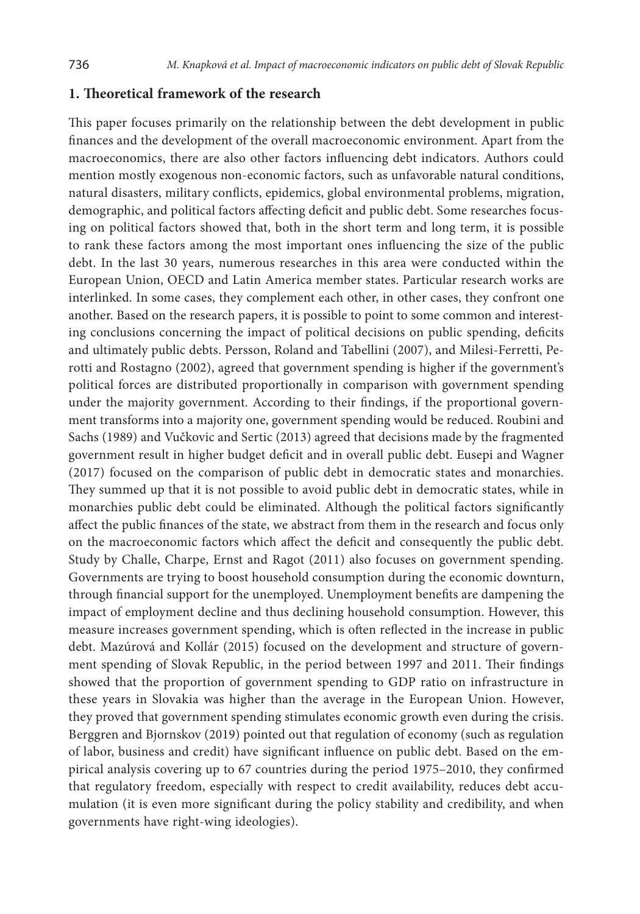## 1. Theoretical framework of the research

This paper focuses primarily on the relationship between the debt development in public finances and the development of the overall macroeconomic environment. Apart from the macroeconomics, there are also other factors influencing debt indicators. Authors could mention mostly exogenous non-economic factors, such as unfavorable natural conditions, natural disasters, military conflicts, epidemics, global environmental problems, migration, demographic, and political factors affecting deficit and public debt. Some researches focusing on political factors showed that, both in the short term and long term, it is possible to rank these factors among the most important ones influencing the size of the public debt. In the last 30 years, numerous researches in this area were conducted within the European Union, OECD and Latin America member states. Particular research works are interlinked. In some cases, they complement each other, in other cases, they confront one another. Based on the research papers, it is possible to point to some common and interesting conclusions concerning the impact of political decisions on public spending, deficits and ultimately public debts. Persson, Roland and Tabellini (2007), and Milesi-Ferretti, Perotti and Rostagno (2002), agreed that government spending is higher if the government's political forces are distributed proportionally in comparison with government spending under the majority government. According to their findings, if the proportional government transforms into a majority one, government spending would be reduced. Roubini and Sachs (1989) and Vučkovic and Sertic (2013) agreed that decisions made by the fragmented government result in higher budget deficit and in overall public debt. Eusepi and Wagner (2017) focused on the comparison of public debt in democratic states and monarchies. They summed up that it is not possible to avoid public debt in democratic states, while in monarchies public debt could be eliminated. Although the political factors significantly affect the public finances of the state, we abstract from them in the research and focus only on the macroeconomic factors which affect the deficit and consequently the public debt. Study by Challe, Charpe, Ernst and Ragot (2011) also focuses on government spending. Governments are trying to boost household consumption during the economic downturn, through financial support for the unemployed. Unemployment benefits are dampening the impact of employment decline and thus declining household consumption. However, this measure increases government spending, which is often reflected in the increase in public debt. Mazúrová and Kollár (2015) focused on the development and structure of government spending of Slovak Republic, in the period between 1997 and 2011. Their findings showed that the proportion of government spending to GDP ratio on infrastructure in these years in Slovakia was higher than the average in the European Union. However, they proved that government spending stimulates economic growth even during the crisis. Berggren and Bjornskov (2019) pointed out that regulation of economy (such as regulation of labor, business and credit) have significant influence on public debt. Based on the empirical analysis covering up to 67 countries during the period 1975–2010, they confirmed that regulatory freedom, especially with respect to credit availability, reduces debt accumulation (it is even more significant during the policy stability and credibility, and when governments have right-wing ideologies).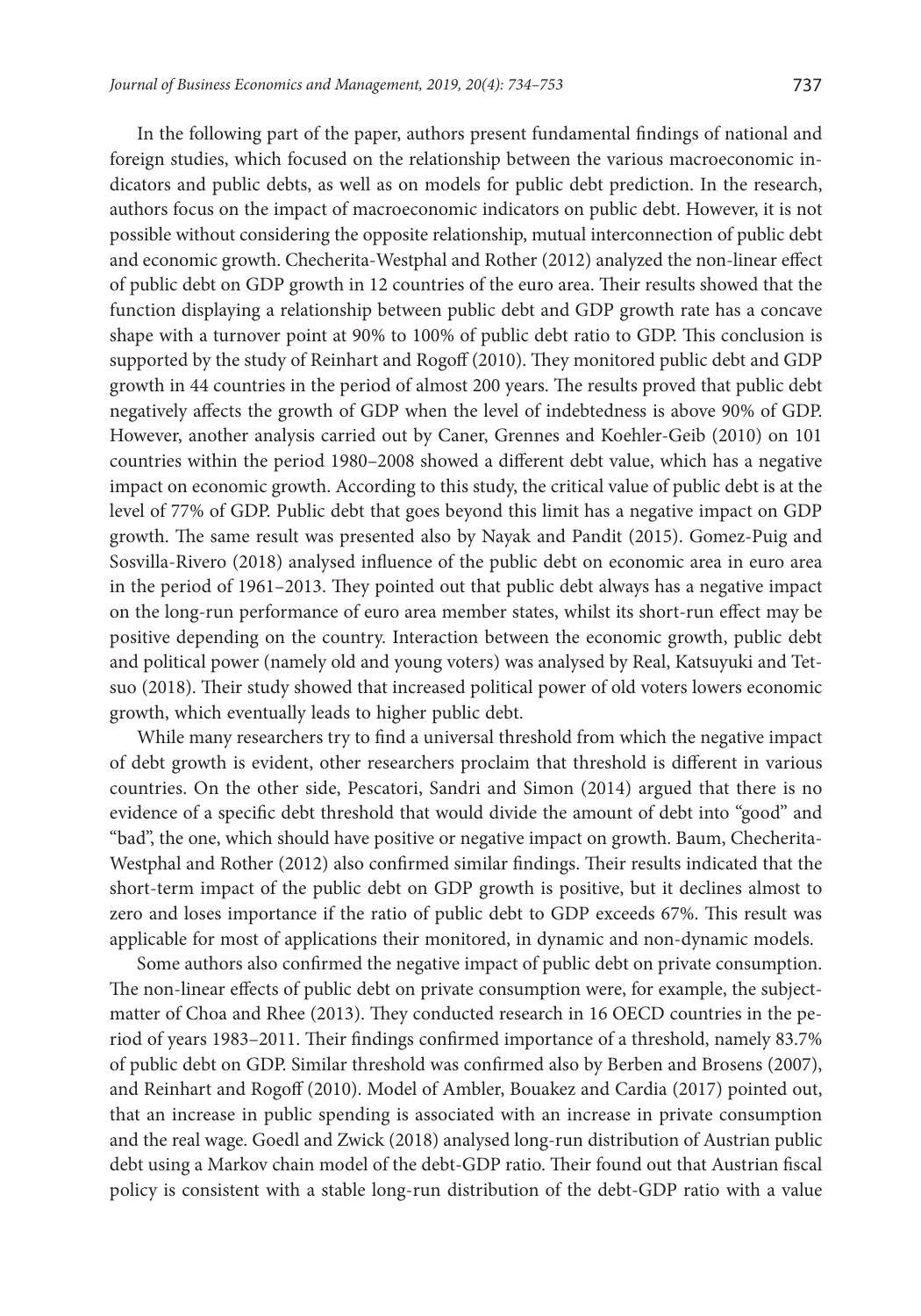In the following part of the paper, authors present fundamental findings of national and foreign studies, which focused on the relationship between the various macroeconomic indicators and public debts, as well as on models for public debt prediction. In the research, authors focus on the impact of macroeconomic indicators on public debt. However, it is not possible without considering the opposite relationship, mutual interconnection of public debt and economic growth. Checherita-Westphal and Rother (2012) analyzed the non-linear effect of public debt on GDP growth in 12 countries of the euro area. Their results showed that the function displaying a relationship between public debt and GDP growth rate has a concave shape with a turnover point at 90% to 100% of public debt ratio to GDP. This conclusion is supported by the study of Reinhart and Rogoff (2010). They monitored public debt and GDP growth in 44 countries in the period of almost 200 years. The results proved that public debt negatively affects the growth of GDP when the level of indebtedness is above 90% of GDP. However, another analysis carried out by Caner, Grennes and Koehler-Geib (2010) on 101 countries within the period 1980–2008 showed a different debt value, which has a negative impact on economic growth. According to this study, the critical value of public debt is at the level of 77% of GDP. Public debt that goes beyond this limit has a negative impact on GDP growth. The same result was presented also by Nayak and Pandit (2015). Gomez-Puig and Sosvilla-Rivero (2018) analysed influence of the public debt on economic area in euro area in the period of 1961–2013. They pointed out that public debt always has a negative impact on the long-run performance of euro area member states, whilst its short-run effect may be positive depending on the country. Interaction between the economic growth, public debt and political power (namely old and young voters) was analysed by Real, Katsuyuki and Tetsuo (2018). Their study showed that increased political power of old voters lowers economic growth, which eventually leads to higher public debt.

While many researchers try to find a universal threshold from which the negative impact of debt growth is evident, other researchers proclaim that threshold is different in various countries. On the other side, Pescatori, Sandri and Simon (2014) argued that there is no evidence of a specific debt threshold that would divide the amount of debt into "good" and "bad", the one, which should have positive or negative impact on growth. Baum, Checherita-Westphal and Rother (2012) also confirmed similar findings. Their results indicated that the short-term impact of the public debt on GDP growth is positive, but it declines almost to zero and loses importance if the ratio of public debt to GDP exceeds 67%. This result was applicable for most of applications their monitored, in dynamic and non-dynamic models.

Some authors also confirmed the negative impact of public debt on private consumption. The non-linear effects of public debt on private consumption were, for example, the subject-matter of Choa and Rhee (2013). They conducted research in 16 OECD countries in the period of years 1983–2011. Their findings confirmed importance of a threshold, namely 83.7% of public debt on GDP. Similar threshold was confirmed also by Berben and Brosens (2007), and Reinhart and Rogoff (2010). Model of Ambler, Bouakez and Cardia (2017) pointed out, that an increase in public spending is associated with an increase in private consumption and the real wage. Goedl and Zwick (2018) analysed long-run distribution of Austrian public debt using a Markov chain model of the debt-GDP ratio. Their found out that Austrian fiscal policy is consistent with a stable long-run distribution of the debt-GDP ratio with a value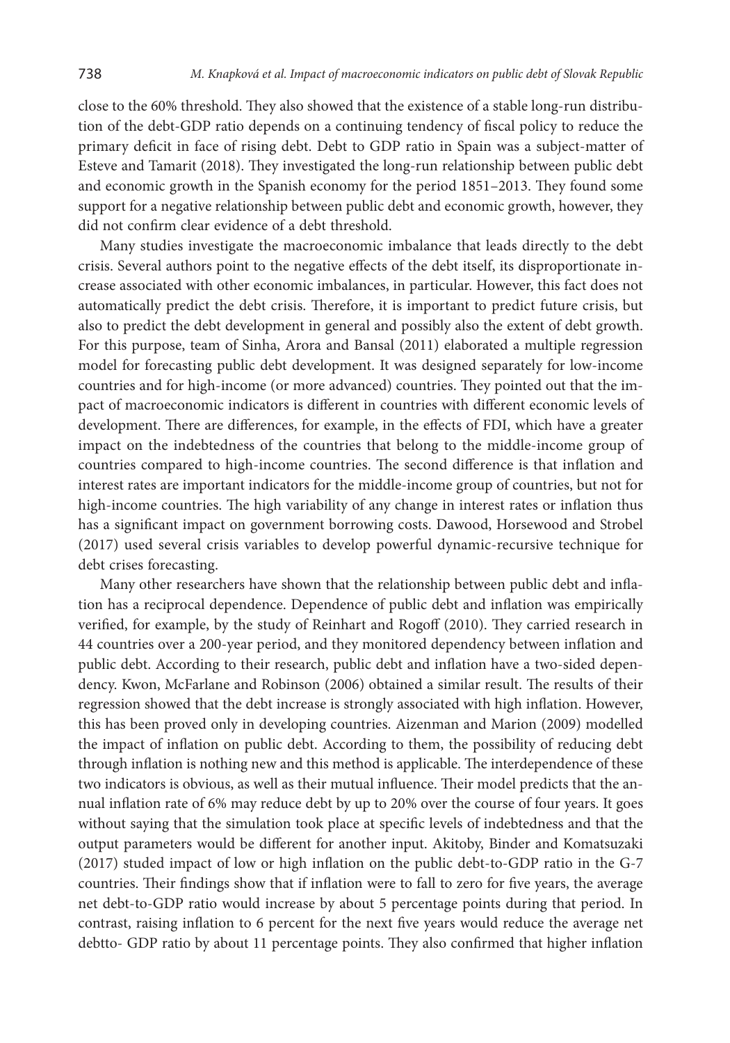close to the 60% threshold. They also showed that the existence of a stable long-run distribution of the debt-GDP ratio depends on a continuing tendency of fiscal policy to reduce the primary deficit in face of rising debt. Debt to GDP ratio in Spain was a subject-matter of Esteve and Tamarit (2018). They investigated the long-run relationship between public debt and economic growth in the Spanish economy for the period 1851–2013. They found some support for a negative relationship between public debt and economic growth, however, they did not confirm clear evidence of a debt threshold.

Many studies investigate the macroeconomic imbalance that leads directly to the debt crisis. Several authors point to the negative effects of the debt itself, its disproportionate increase associated with other economic imbalances, in particular. However, this fact does not automatically predict the debt crisis. Therefore, it is important to predict future crisis, but also to predict the debt development in general and possibly also the extent of debt growth. For this purpose, team of Sinha, Arora and Bansal (2011) elaborated a multiple regression model for forecasting public debt development. It was designed separately for low-income countries and for high-income (or more advanced) countries. They pointed out that the impact of macroeconomic indicators is different in countries with different economic levels of development. There are differences, for example, in the effects of FDI, which have a greater impact on the indebtedness of the countries that belong to the middle-income group of countries compared to high-income countries. The second difference is that inflation and interest rates are important indicators for the middle-income group of countries, but not for high-income countries. The high variability of any change in interest rates or inflation thus has a significant impact on government borrowing costs. Dawood, Horsewood and Strobel (2017) used several crisis variables to develop powerful dynamic-recursive technique for debt crises forecasting.

Many other researchers have shown that the relationship between public debt and inflation has a reciprocal dependence. Dependence of public debt and inflation was empirically verified, for example, by the study of Reinhart and Rogoff (2010). They carried research in 44 countries over a 200-year period, and they monitored dependency between inflation and public debt. According to their research, public debt and inflation have a two-sided dependency. Kwon, McFarlane and Robinson (2006) obtained a similar result. The results of their regression showed that the debt increase is strongly associated with high inflation. However, this has been proved only in developing countries. Aizenman and Marion (2009) modelled the impact of inflation on public debt. According to them, the possibility of reducing debt through inflation is nothing new and this method is applicable. The interdependence of these two indicators is obvious, as well as their mutual influence. Their model predicts that the annual inflation rate of 6% may reduce debt by up to 20% over the course of four years. It goes without saying that the simulation took place at specific levels of indebtedness and that the output parameters would be different for another input. Akitoby, Binder and Komatsuzaki (2017) studed impact of low or high inflation on the public debt-to-GDP ratio in the G-7 countries. Their findings show that if inflation were to fall to zero for five years, the average net debt-to-GDP ratio would increase by about 5 percentage points during that period. In contrast, raising inflation to 6 percent for the next five years would reduce the average net debtto- GDP ratio by about 11 percentage points. They also confirmed that higher inflation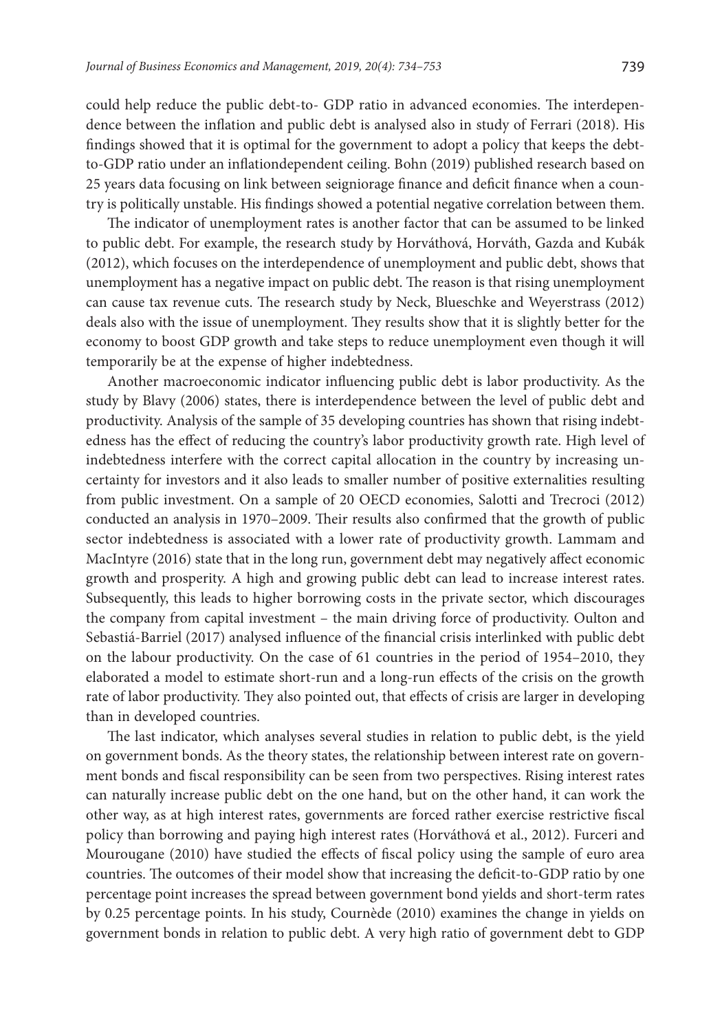could help reduce the public debt-to- GDP ratio in advanced economies. The interdependence between the inflation and public debt is analysed also in study of Ferrari (2018). His findings showed that it is optimal for the government to adopt a policy that keeps the debt-to-GDP ratio under an inflationdependent ceiling. Bohn (2019) published research based on 25 years data focusing on link between seigniorage finance and deficit finance when a country is politically unstable. His findings showed a potential negative correlation between them.

The indicator of unemployment rates is another factor that can be assumed to be linked to public debt. For example, the research study by Horváthová, Horváth, Gazda and Kubák (2012), which focuses on the interdependence of unemployment and public debt, shows that unemployment has a negative impact on public debt. The reason is that rising unemployment can cause tax revenue cuts. The research study by Neck, Blueschke and Weyerstrass (2012) deals also with the issue of unemployment. They results show that it is slightly better for the economy to boost GDP growth and take steps to reduce unemployment even though it will temporarily be at the expense of higher indebtedness.

Another macroeconomic indicator influencing public debt is labor productivity. As the study by Blavy (2006) states, there is interdependence between the level of public debt and productivity. Analysis of the sample of 35 developing countries has shown that rising indebtedness has the effect of reducing the country's labor productivity growth rate. High level of indebtedness interfere with the correct capital allocation in the country by increasing uncertainty for investors and it also leads to smaller number of positive externalities resulting from public investment. On a sample of 20 OECD economies, Salotti and Trecroci (2012) conducted an analysis in 1970–2009. Their results also confirmed that the growth of public sector indebtedness is associated with a lower rate of productivity growth. Lammam and MacIntyre (2016) state that in the long run, government debt may negatively affect economic growth and prosperity. A high and growing public debt can lead to increase interest rates. Subsequently, this leads to higher borrowing costs in the private sector, which discourages the company from capital investment – the main driving force of productivity. Oulton and Sebastiá-Barriel (2017) analysed influence of the financial crisis interlinked with public debt on the labour productivity. On the case of 61 countries in the period of 1954–2010, they elaborated a model to estimate short-run and a long-run effects of the crisis on the growth rate of labor productivity. They also pointed out, that effects of crisis are larger in developing than in developed countries.

The last indicator, which analyses several studies in relation to public debt, is the yield on government bonds. As the theory states, the relationship between interest rate on government bonds and fiscal responsibility can be seen from two perspectives. Rising interest rates can naturally increase public debt on the one hand, but on the other hand, it can work the other way, as at high interest rates, governments are forced rather exercise restrictive fiscal policy than borrowing and paying high interest rates (Horváthová et al., 2012). Furceri and Mourougane (2010) have studied the effects of fiscal policy using the sample of euro area countries. The outcomes of their model show that increasing the deficit-to-GDP ratio by one percentage point increases the spread between government bond yields and short-term rates by 0.25 percentage points. In his study, Cournède (2010) examines the change in yields on government bonds in relation to public debt. A very high ratio of government debt to GDP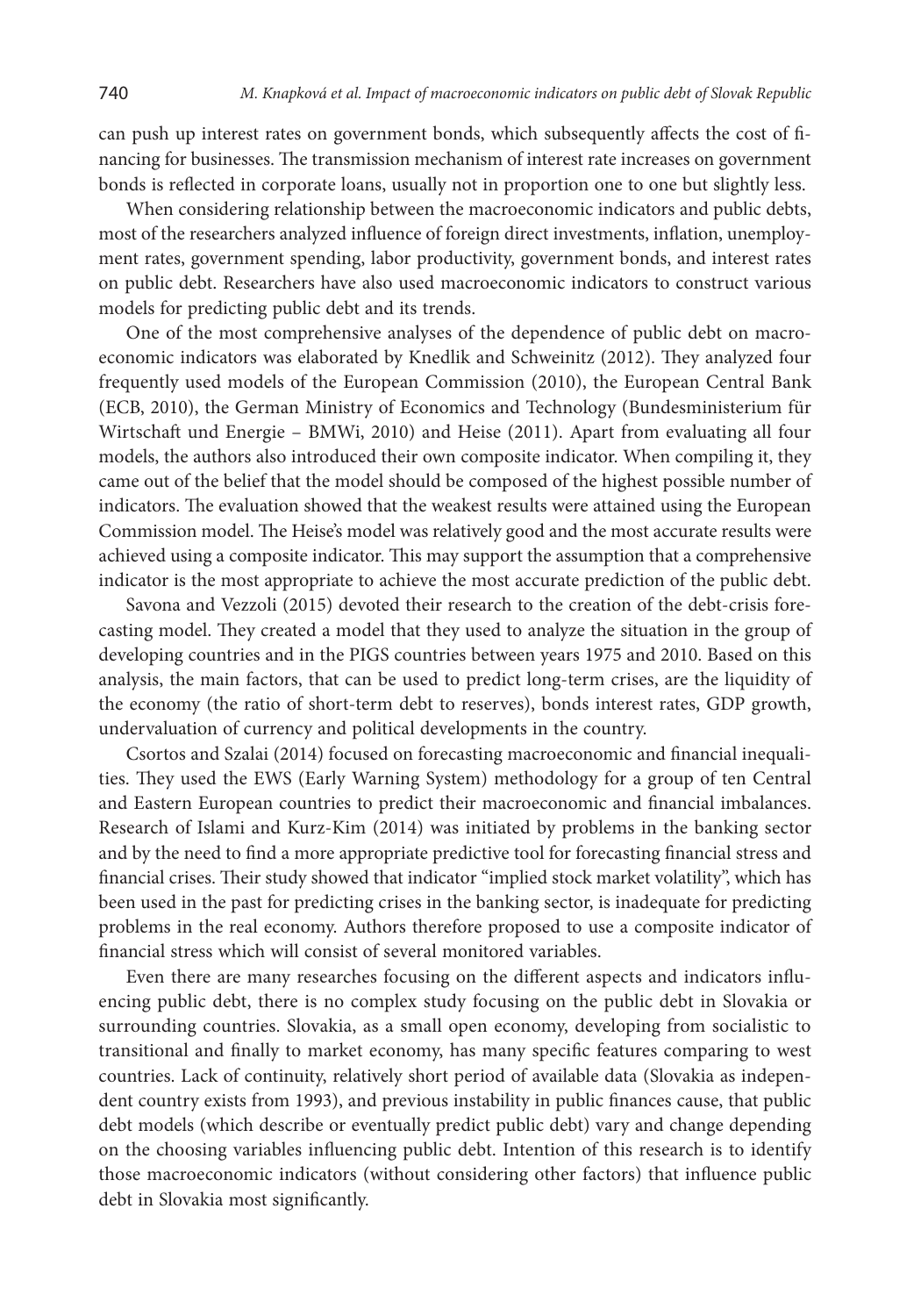can push up interest rates on government bonds, which subsequently affects the cost of financing for businesses. The transmission mechanism of interest rate increases on government bonds is reflected in corporate loans, usually not in proportion one to one but slightly less.

When considering relationship between the macroeconomic indicators and public debts, most of the researchers analyzed influence of foreign direct investments, inflation, unemployment rates, government spending, labor productivity, government bonds, and interest rates on public debt. Researchers have also used macroeconomic indicators to construct various models for predicting public debt and its trends.

One of the most comprehensive analyses of the dependence of public debt on macroeconomic indicators was elaborated by Knedlik and Schweinitz (2012). They analyzed four frequently used models of the European Commission (2010), the European Central Bank (ECB, 2010), the German Ministry of Economics and Technology (Bundesministerium für Wirtschaft und Energie – BMWi, 2010) and Heise (2011). Apart from evaluating all four models, the authors also introduced their own composite indicator. When compiling it, they came out of the belief that the model should be composed of the highest possible number of indicators. The evaluation showed that the weakest results were attained using the European Commission model. The Heise's model was relatively good and the most accurate results were achieved using a composite indicator. This may support the assumption that a comprehensive indicator is the most appropriate to achieve the most accurate prediction of the public debt.

Savona and Vezzoli (2015) devoted their research to the creation of the debt-crisis forecasting model. They created a model that they used to analyze the situation in the group of developing countries and in the PIGS countries between years 1975 and 2010. Based on this analysis, the main factors, that can be used to predict long-term crises, are the liquidity of the economy (the ratio of short-term debt to reserves), bonds interest rates, GDP growth, undervaluation of currency and political developments in the country.

Csortos and Szalai (2014) focused on forecasting macroeconomic and financial inequalities. They used the EWS (Early Warning System) methodology for a group of ten Central and Eastern European countries to predict their macroeconomic and financial imbalances. Research of Islami and Kurz-Kim (2014) was initiated by problems in the banking sector and by the need to find a more appropriate predictive tool for forecasting financial stress and financial crises. Their study showed that indicator "implied stock market volatility", which has been used in the past for predicting crises in the banking sector, is inadequate for predicting problems in the real economy. Authors therefore proposed to use a composite indicator of financial stress which will consist of several monitored variables.

Even there are many researches focusing on the different aspects and indicators influencing public debt, there is no complex study focusing on the public debt in Slovakia or surrounding countries. Slovakia, as a small open economy, developing from socialistic to transitional and finally to market economy, has many specific features comparing to west countries. Lack of continuity, relatively short period of available data (Slovakia as independent country exists from 1993), and previous instability in public finances cause, that public debt models (which describe or eventually predict public debt) vary and change depending on the choosing variables influencing public debt. Intention of this research is to identify those macroeconomic indicators (without considering other factors) that influence public debt in Slovakia most significantly.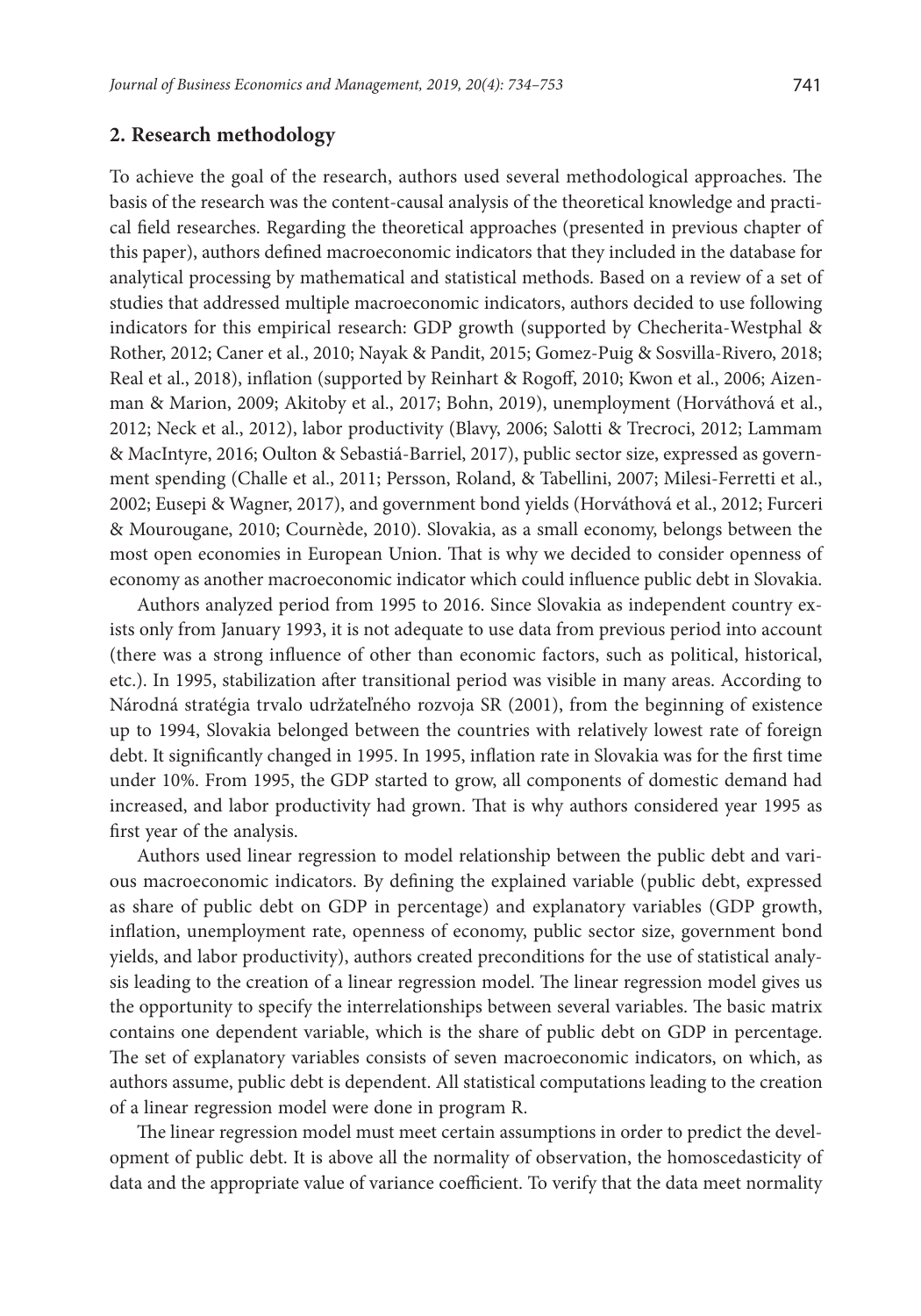## 2. Research methodology

To achieve the goal of the research, authors used several methodological approaches. The basis of the research was the content-causal analysis of the theoretical knowledge and practical field researches. Regarding the theoretical approaches (presented in previous chapter of this paper), authors defined macroeconomic indicators that they included in the database for analytical processing by mathematical and statistical methods. Based on a review of a set of studies that addressed multiple macroeconomic indicators, authors decided to use following indicators for this empirical research: GDP growth (supported by Checherita-Westphal & Rother, 2012; Caner et al., 2010; Nayak & Pandit, 2015; Gomez-Puig & Sosvilla-Rivero, 2018; Real et al., 2018), inflation (supported by Reinhart & Rogoff, 2010; Kwon et al., 2006; Aizenman & Marion, 2009; Akitoby et al., 2017; Bohn, 2019), unemployment (Horváthová et al., 2012; Neck et al., 2012), labor productivity (Blavy, 2006; Salotti & Trecroci, 2012; Lammam & MacIntyre, 2016; Oulton & Sebastiá-Barriel, 2017), public sector size, expressed as government spending (Challe et al., 2011; Persson, Roland, & Tabellini, 2007; Milesi-Ferretti et al., 2002; Eusepi & Wagner, 2017), and government bond yields (Horváthová et al., 2012; Furceri & Mourougane, 2010; Cournède, 2010). Slovakia, as a small economy, belongs between the most open economies in European Union. That is why we decided to consider openness of economy as another macroeconomic indicator which could influence public debt in Slovakia.

Authors analyzed period from 1995 to 2016. Since Slovakia as independent country exists only from January 1993, it is not adequate to use data from previous period into account (there was a strong influence of other than economic factors, such as political, historical, etc.). In 1995, stabilization after transitional period was visible in many areas. According to Národná stratégia trvalo udržateľného rozvoja SR (2001), from the beginning of existence up to 1994, Slovakia belonged between the countries with relatively lowest rate of foreign debt. It significantly changed in 1995. In 1995, inflation rate in Slovakia was for the first time under 10%. From 1995, the GDP started to grow, all components of domestic demand had increased, and labor productivity had grown. That is why authors considered year 1995 as first year of the analysis.

Authors used linear regression to model relationship between the public debt and various macroeconomic indicators. By defining the explained variable (public debt, expressed as share of public debt on GDP in percentage) and explanatory variables (GDP growth, inflation, unemployment rate, openness of economy, public sector size, government bond yields, and labor productivity), authors created preconditions for the use of statistical analysis leading to the creation of a linear regression model. The linear regression model gives us the opportunity to specify the interrelationships between several variables. The basic matrix contains one dependent variable, which is the share of public debt on GDP in percentage. The set of explanatory variables consists of seven macroeconomic indicators, on which, as authors assume, public debt is dependent. All statistical computations leading to the creation of a linear regression model were done in program R.

The linear regression model must meet certain assumptions in order to predict the development of public debt. It is above all the normality of observation, the homoscedasticity of data and the appropriate value of variance coefficient. To verify that the data meet normality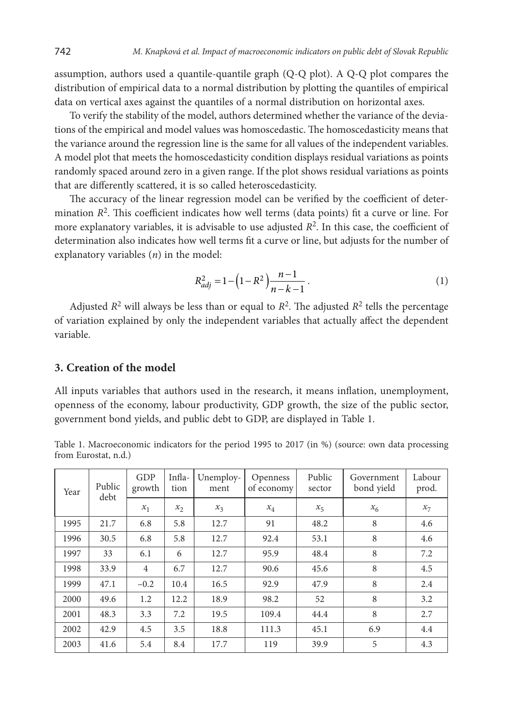assumption, authors used a quantile-quantile graph (Q-Q plot). A Q-Q plot compares the distribution of empirical data to a normal distribution by plotting the quantiles of empirical data on vertical axes against the quantiles of a normal distribution on horizontal axes.

To verify the stability of the model, authors determined whether the variance of the deviations of the empirical and model values was homoscedastic. The homoscedasticity means that the variance around the regression line is the same for all values of the independent variables. A model plot that meets the homoscedasticity condition displays residual variations as points randomly spaced around zero in a given range. If the plot shows residual variations as points that are differently scattered, it is so called heteroscedasticity.

The accuracy of the linear regression model can be verified by the coefficient of determination $R^2$. This coefficient indicates how well terms (data points) fit a curve or line. For more explanatory variables, it is advisable to use adjusted $R^2$. In this case, the coefficient of determination also indicates how well terms fit a curve or line, but adjusts for the number of explanatory variables ($n$) in the model:

$$R_{adj}^2 = 1 - \left(1 - R^2\right)\frac{n-1}{n-k-1}. \quad (1)$$

Adjusted $R^2$ will always be less than or equal to $R^2$. The adjusted $R^2$ tells the percentage of variation explained by only the independent variables that actually affect the dependent variable.

## 3. Creation of the model

All inputs variables that authors used in the research, it means inflation, unemployment, openness of the economy, labour productivity, GDP growth, the size of the public sector, government bond yields, and public debt to GDP, are displayed in Table 1.

Table 1. Macroeconomic indicators for the period 1995 to 2017 (in %) (source: own data processing from Eurostat, n.d.)

| Year | Public debt | GDP growth | Inflation | Unemployment | Openness of economy | Public sector | Government bond yield | Labour prod. |
|---|---|---|---|---|---|---|---|---|
| | | $x_1$ | $x_2$ | $x_3$ | $x_4$ | $x_5$ | $x_6$ | $x_7$ |
| 1995 | 21.7 | 6.8 | 5.8 | 12.7 | 91 | 48.2 | 8 | 4.6 |
| 1996 | 30.5 | 6.8 | 5.8 | 12.7 | 92.4 | 53.1 | 8 | 4.6 |
| 1997 | 33 | 6.1 | 6 | 12.7 | 95.9 | 48.4 | 8 | 7.2 |
| 1998 | 33.9 | 4 | 6.7 | 12.7 | 90.6 | 45.6 | 8 | 4.5 |
| 1999 | 47.1 | –0.2 | 10.4 | 16.5 | 92.9 | 47.9 | 8 | 2.4 |
| 2000 | 49.6 | 1.2 | 12.2 | 18.9 | 98.2 | 52 | 8 | 3.2 |
| 2001 | 48.3 | 3.3 | 7.2 | 19.5 | 109.4 | 44.4 | 8 | 2.7 |
| 2002 | 42.9 | 4.5 | 3.5 | 18.8 | 111.3 | 45.1 | 6.9 | 4.4 |
| 2003 | 41.6 | 5.4 | 8.4 | 17.7 | 119 | 39.9 | 5 | 4.3 |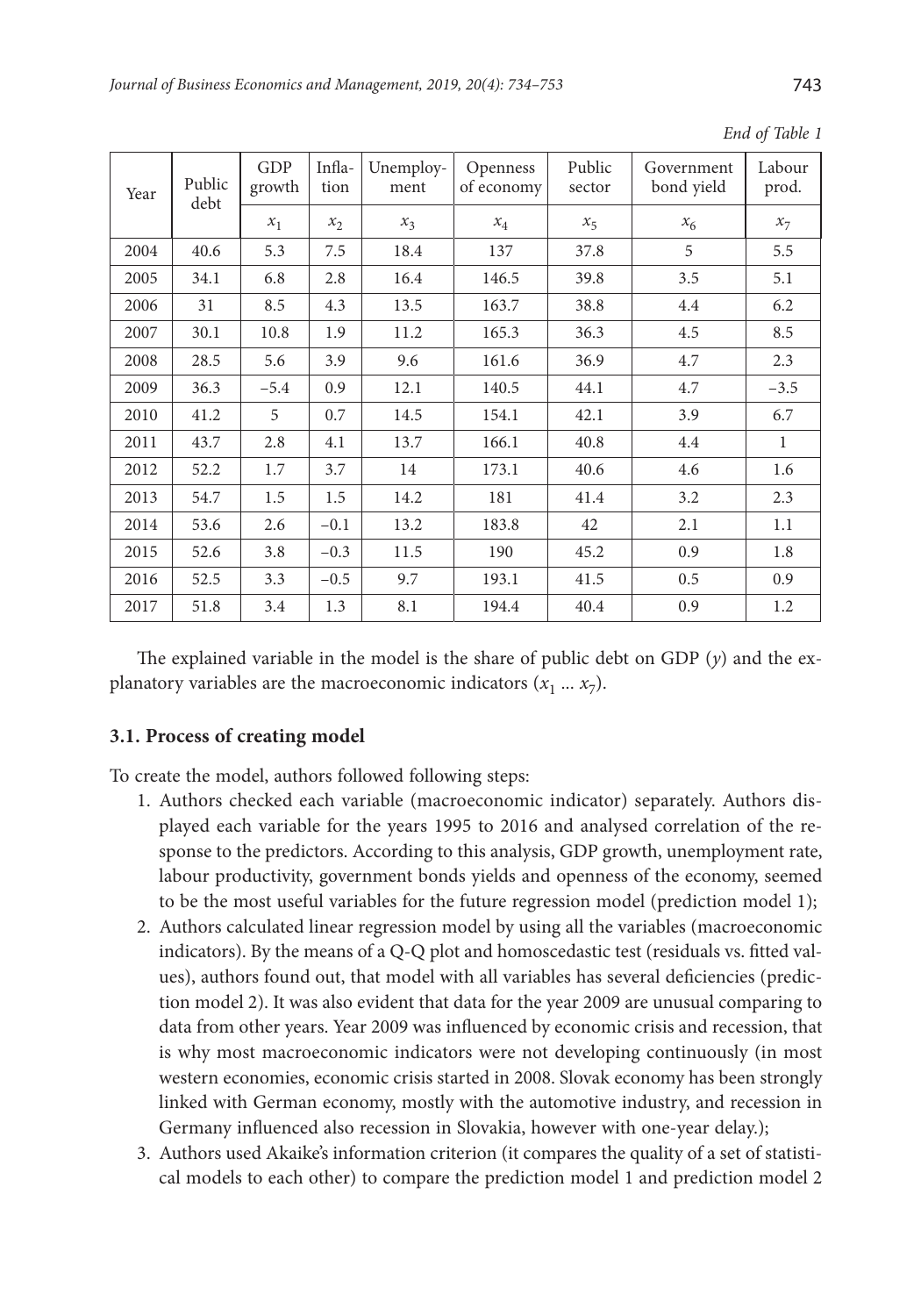*End of Table 1*

| Year | Public debt | GDP growth | Inflation | Unemployment | Openness of economy | Public sector | Government bond yield | Labour prod. |
|---|---|---|---|---|---|---|---|---|
| | | $x_1$ | $x_2$ | $x_3$ | $x_4$ | $x_5$ | $x_6$ | $x_7$ |
| 2004 | 40.6 | 5.3 | 7.5 | 18.4 | 137 | 37.8 | 5 | 5.5 |
| 2005 | 34.1 | 6.8 | 2.8 | 16.4 | 146.5 | 39.8 | 3.5 | 5.1 |
| 2006 | 31 | 8.5 | 4.3 | 13.5 | 163.7 | 38.8 | 4.4 | 6.2 |
| 2007 | 30.1 | 10.8 | 1.9 | 11.2 | 165.3 | 36.3 | 4.5 | 8.5 |
| 2008 | 28.5 | 5.6 | 3.9 | 9.6 | 161.6 | 36.9 | 4.7 | 2.3 |
| 2009 | 36.3 | −5.4 | 0.9 | 12.1 | 140.5 | 44.1 | 4.7 | −3.5 |
| 2010 | 41.2 | 5 | 0.7 | 14.5 | 154.1 | 42.1 | 3.9 | 6.7 |
| 2011 | 43.7 | 2.8 | 4.1 | 13.7 | 166.1 | 40.8 | 4.4 | 1 |
| 2012 | 52.2 | 1.7 | 3.7 | 14 | 173.1 | 40.6 | 4.6 | 1.6 |
| 2013 | 54.7 | 1.5 | 1.5 | 14.2 | 181 | 41.4 | 3.2 | 2.3 |
| 2014 | 53.6 | 2.6 | −0.1 | 13.2 | 183.8 | 42 | 2.1 | 1.1 |
| 2015 | 52.6 | 3.8 | −0.3 | 11.5 | 190 | 45.2 | 0.9 | 1.8 |
| 2016 | 52.5 | 3.3 | −0.5 | 9.7 | 193.1 | 41.5 | 0.5 | 0.9 |
| 2017 | 51.8 | 3.4 | 1.3 | 8.1 | 194.4 | 40.4 | 0.9 | 1.2 |

The explained variable in the model is the share of public debt on GDP ($y$) and the explanatory variables are the macroeconomic indicators ($x_1$ ... $x_7$).

### 3.1. Process of creating model

To create the model, authors followed following steps:

1. Authors checked each variable (macroeconomic indicator) separately. Authors displayed each variable for the years 1995 to 2016 and analysed correlation of the response to the predictors. According to this analysis, GDP growth, unemployment rate, labour productivity, government bonds yields and openness of the economy, seemed to be the most useful variables for the future regression model (prediction model 1);
2. Authors calculated linear regression model by using all the variables (macroeconomic indicators). By the means of a Q-Q plot and homoscedastic test (residuals vs. fitted values), authors found out, that model with all variables has several deficiencies (prediction model 2). It was also evident that data for the year 2009 are unusual comparing to data from other years. Year 2009 was influenced by economic crisis and recession, that is why most macroeconomic indicators were not developing continuously (in most western economies, economic crisis started in 2008. Slovak economy has been strongly linked with German economy, mostly with the automotive industry, and recession in Germany influenced also recession in Slovakia, however with one-year delay.);
3. Authors used Akaike's information criterion (it compares the quality of a set of statistical models to each other) to compare the prediction model 1 and prediction model 2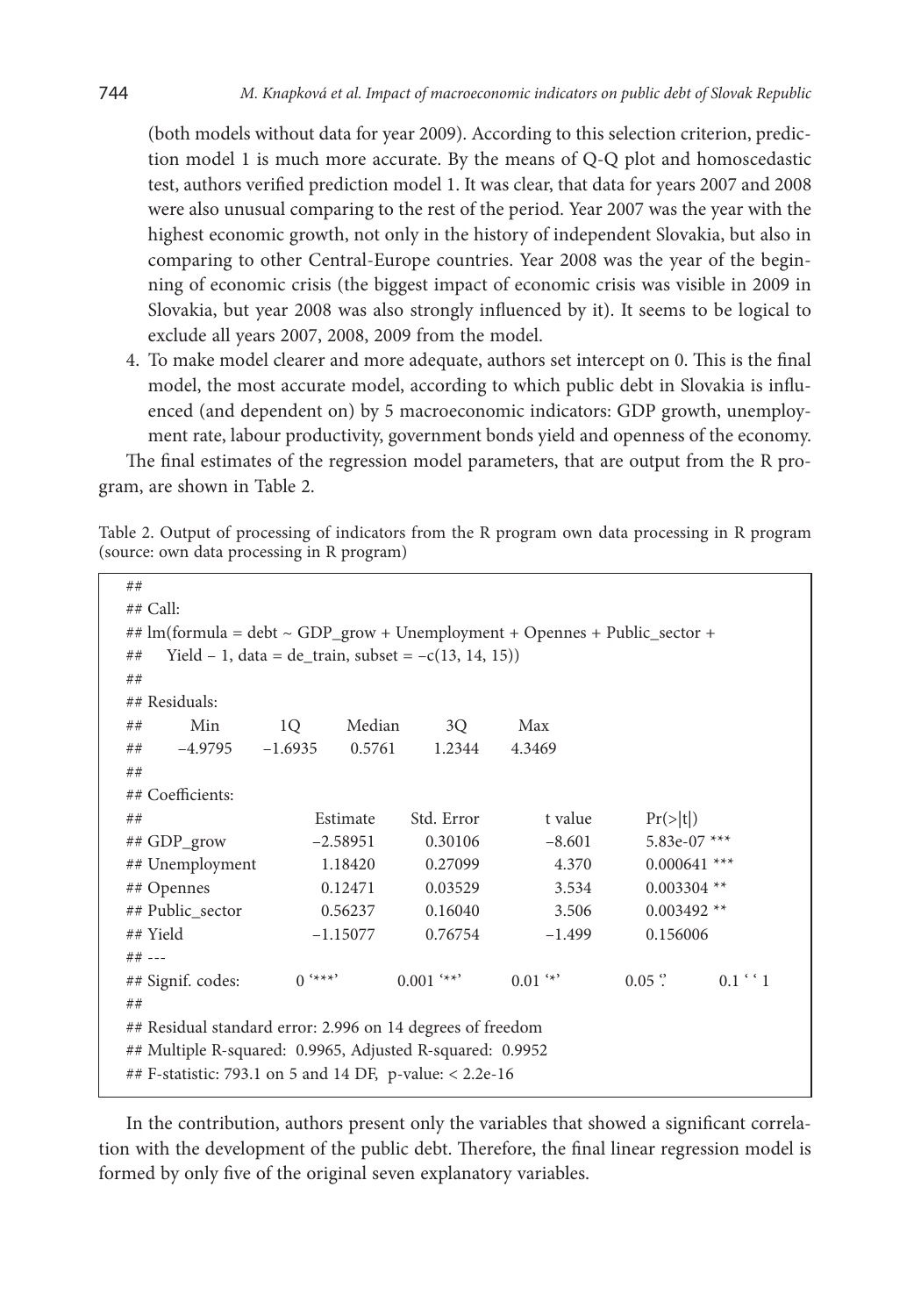(both models without data for year 2009). According to this selection criterion, prediction model 1 is much more accurate. By the means of Q-Q plot and homoscedastic test, authors verified prediction model 1. It was clear, that data for years 2007 and 2008 were also unusual comparing to the rest of the period. Year 2007 was the year with the highest economic growth, not only in the history of independent Slovakia, but also in comparing to other Central-Europe countries. Year 2008 was the year of the beginning of economic crisis (the biggest impact of economic crisis was visible in 2009 in Slovakia, but year 2008 was also strongly influenced by it). It seems to be logical to exclude all years 2007, 2008, 2009 from the model.

4. To make model clearer and more adequate, authors set intercept on 0. This is the final model, the most accurate model, according to which public debt in Slovakia is influenced (and dependent on) by 5 macroeconomic indicators: GDP growth, unemployment rate, labour productivity, government bonds yield and openness of the economy.

The final estimates of the regression model parameters, that are output from the R program, are shown in Table 2.

Table 2. Output of processing of indicators from the R program own data processing in R program (source: own data processing in R program)

```
##
## Call:
## lm(formula = debt ~ GDP_grow + Unemployment + Opennes + Public_sector +
##     Yield – 1, data = de_train, subset = –c(13, 14, 15))
##
## Residuals:
##        Min        1Q      Median       3Q       Max
##      –4.9795   –1.6935    0.5761     1.2344    4.3469
##
## Coefficients:
##                     Estimate     Std. Error      t value      Pr(>|t|)
## GDP_grow            –2.58951      0.30106        –8.601       5.83e-07 ***
## Unemployment         1.18420      0.27099         4.370       0.000641 ***
## Opennes              0.12471      0.03529         3.534       0.003304 **
## Public_sector        0.56237      0.16040         3.506       0.003492 **
## Yield               –1.15077      0.76754        –1.499       0.156006
## ---
## Signif. codes:    0 '***'     0.001 '**'     0.01 '*'     0.05 '.'     0.1 ' ' 1
##
## Residual standard error: 2.996 on 14 degrees of freedom
## Multiple R-squared:  0.9965, Adjusted R-squared:  0.9952
## F-statistic: 793.1 on 5 and 14 DF,  p-value: < 2.2e-16
```

In the contribution, authors present only the variables that showed a significant correlation with the development of the public debt. Therefore, the final linear regression model is formed by only five of the original seven explanatory variables.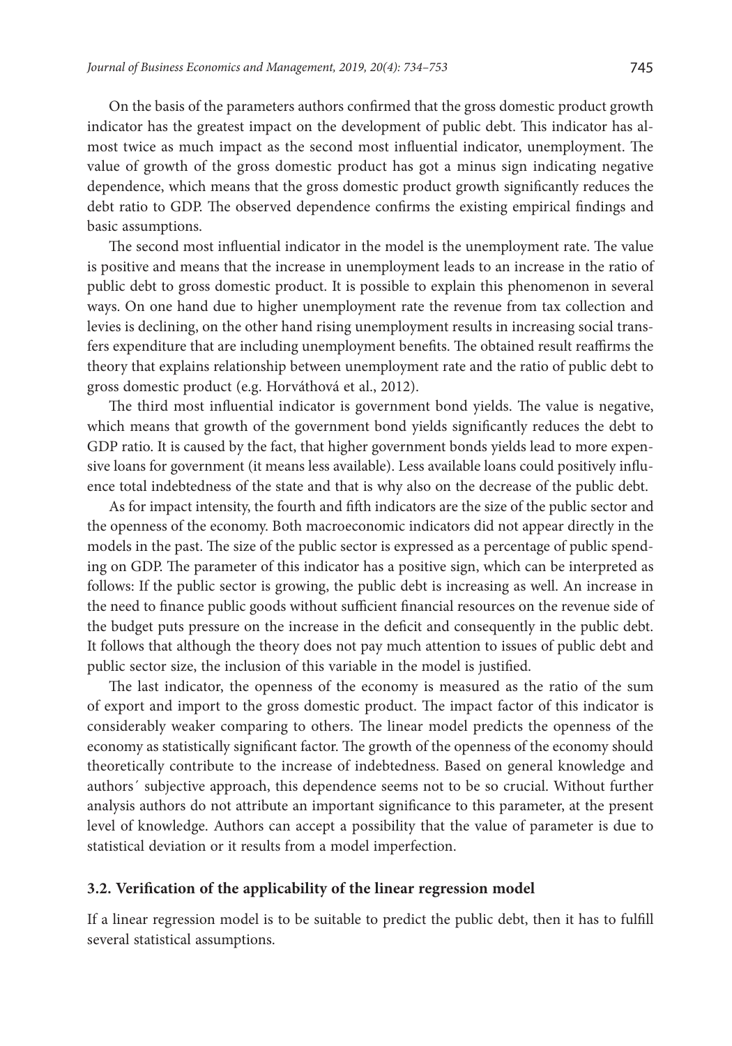On the basis of the parameters authors confirmed that the gross domestic product growth indicator has the greatest impact on the development of public debt. This indicator has almost twice as much impact as the second most influential indicator, unemployment. The value of growth of the gross domestic product has got a minus sign indicating negative dependence, which means that the gross domestic product growth significantly reduces the debt ratio to GDP. The observed dependence confirms the existing empirical findings and basic assumptions.

The second most influential indicator in the model is the unemployment rate. The value is positive and means that the increase in unemployment leads to an increase in the ratio of public debt to gross domestic product. It is possible to explain this phenomenon in several ways. On one hand due to higher unemployment rate the revenue from tax collection and levies is declining, on the other hand rising unemployment results in increasing social transfers expenditure that are including unemployment benefits. The obtained result reaffirms the theory that explains relationship between unemployment rate and the ratio of public debt to gross domestic product (e.g. Horváthová et al., 2012).

The third most influential indicator is government bond yields. The value is negative, which means that growth of the government bond yields significantly reduces the debt to GDP ratio. It is caused by the fact, that higher government bonds yields lead to more expensive loans for government (it means less available). Less available loans could positively influence total indebtedness of the state and that is why also on the decrease of the public debt.

As for impact intensity, the fourth and fifth indicators are the size of the public sector and the openness of the economy. Both macroeconomic indicators did not appear directly in the models in the past. The size of the public sector is expressed as a percentage of public spending on GDP. The parameter of this indicator has a positive sign, which can be interpreted as follows: If the public sector is growing, the public debt is increasing as well. An increase in the need to finance public goods without sufficient financial resources on the revenue side of the budget puts pressure on the increase in the deficit and consequently in the public debt. It follows that although the theory does not pay much attention to issues of public debt and public sector size, the inclusion of this variable in the model is justified.

The last indicator, the openness of the economy is measured as the ratio of the sum of export and import to the gross domestic product. The impact factor of this indicator is considerably weaker comparing to others. The linear model predicts the openness of the economy as statistically significant factor. The growth of the openness of the economy should theoretically contribute to the increase of indebtedness. Based on general knowledge and authors´ subjective approach, this dependence seems not to be so crucial. Without further analysis authors do not attribute an important significance to this parameter, at the present level of knowledge. Authors can accept a possibility that the value of parameter is due to statistical deviation or it results from a model imperfection.

### 3.2. Verification of the applicability of the linear regression model

If a linear regression model is to be suitable to predict the public debt, then it has to fulfill several statistical assumptions.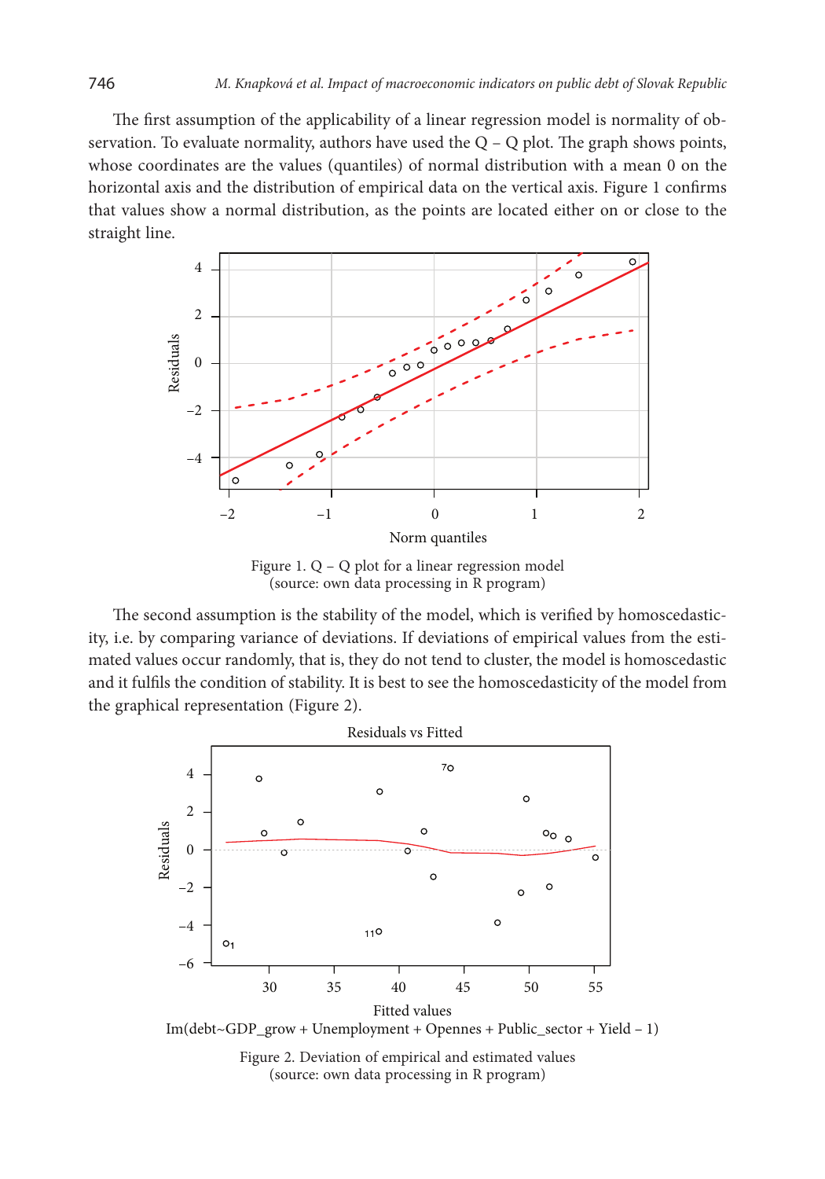The first assumption of the applicability of a linear regression model is normality of observation. To evaluate normality, authors have used the Q – Q plot. The graph shows points, whose coordinates are the values (quantiles) of normal distribution with a mean 0 on the horizontal axis and the distribution of empirical data on the vertical axis. Figure 1 confirms that values show a normal distribution, as the points are located either on or close to the straight line.

Figure 1. Q – Q plot for a linear regression model
(source: own data processing in R program)

The second assumption is the stability of the model, which is verified by homoscedasticity, i.e. by comparing variance of deviations. If deviations of empirical values from the estimated values occur randomly, that is, they do not tend to cluster, the model is homoscedastic and it fulfils the condition of stability. It is best to see the homoscedasticity of the model from the graphical representation (Figure 2).

Im(debt~GDP_grow + Unemployment + Opennes + Public_sector + Yield – 1)

Figure 2. Deviation of empirical and estimated values
(source: own data processing in R program)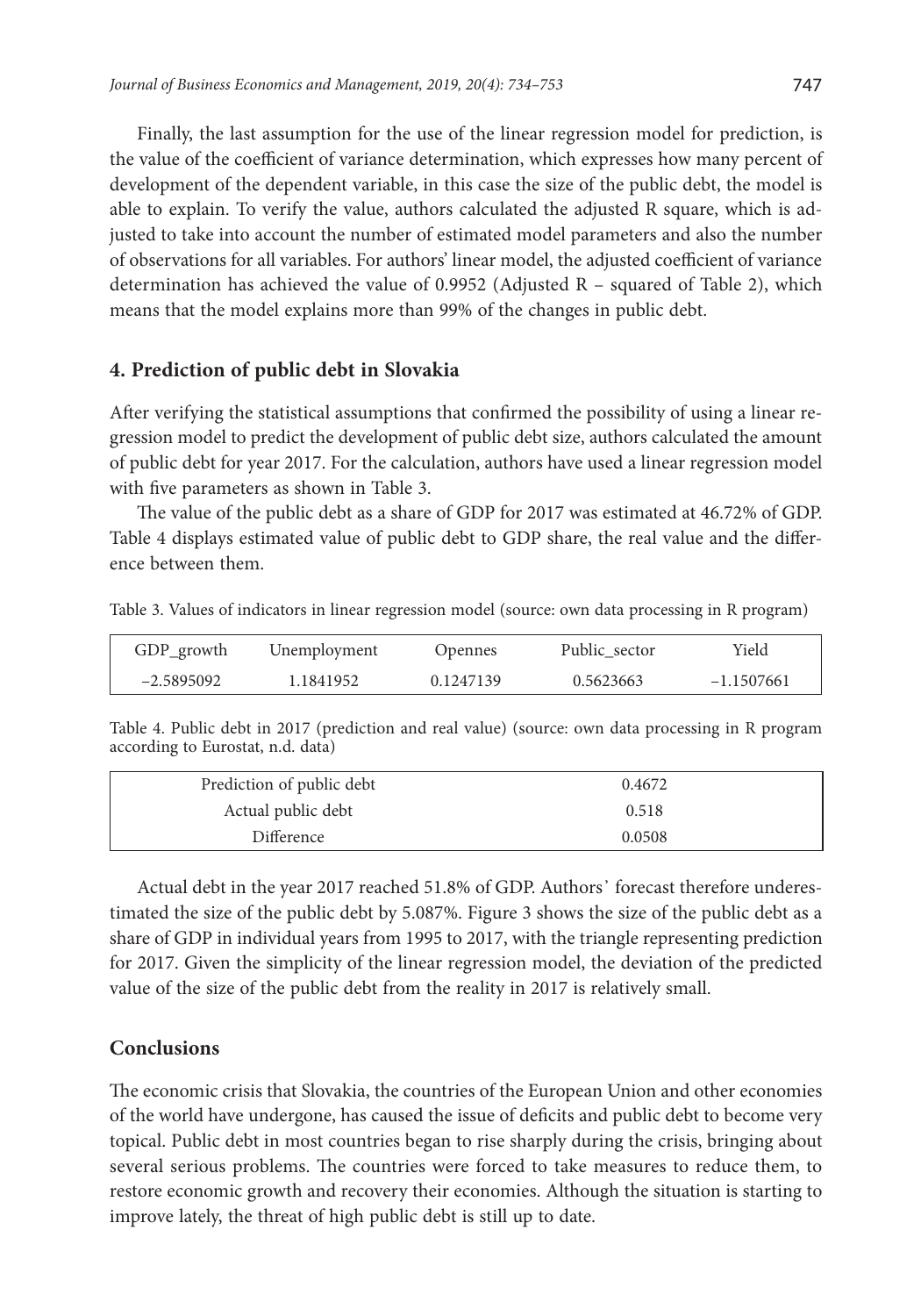Finally, the last assumption for the use of the linear regression model for prediction, is the value of the coefficient of variance determination, which expresses how many percent of development of the dependent variable, in this case the size of the public debt, the model is able to explain. To verify the value, authors calculated the adjusted R square, which is adjusted to take into account the number of estimated model parameters and also the number of observations for all variables. For authors' linear model, the adjusted coefficient of variance determination has achieved the value of 0.9952 (Adjusted R – squared of Table 2), which means that the model explains more than 99% of the changes in public debt.

## 4. Prediction of public debt in Slovakia

After verifying the statistical assumptions that confirmed the possibility of using a linear regression model to predict the development of public debt size, authors calculated the amount of public debt for year 2017. For the calculation, authors have used a linear regression model with five parameters as shown in Table 3.

The value of the public debt as a share of GDP for 2017 was estimated at 46.72% of GDP. Table 4 displays estimated value of public debt to GDP share, the real value and the difference between them.

Table 3. Values of indicators in linear regression model (source: own data processing in R program)

| GDP_growth | Unemployment | Opennes | Public_sector | Yield |
|---|---|---|---|---|
| −2.5895092 | 1.1841952 | 0.1247139 | 0.5623663 | −1.1507661 |

Table 4. Public debt in 2017 (prediction and real value) (source: own data processing in R program according to Eurostat, n.d. data)

| | |
|---|---|
| Prediction of public debt | 0.4672 |
| Actual public debt | 0.518 |
| Difference | 0.0508 |

Actual debt in the year 2017 reached 51.8% of GDP. Authors' forecast therefore underestimated the size of the public debt by 5.087%. Figure 3 shows the size of the public debt as a share of GDP in individual years from 1995 to 2017, with the triangle representing prediction for 2017. Given the simplicity of the linear regression model, the deviation of the predicted value of the size of the public debt from the reality in 2017 is relatively small.

## Conclusions

The economic crisis that Slovakia, the countries of the European Union and other economies of the world have undergone, has caused the issue of deficits and public debt to become very topical. Public debt in most countries began to rise sharply during the crisis, bringing about several serious problems. The countries were forced to take measures to reduce them, to restore economic growth and recovery their economies. Although the situation is starting to improve lately, the threat of high public debt is still up to date.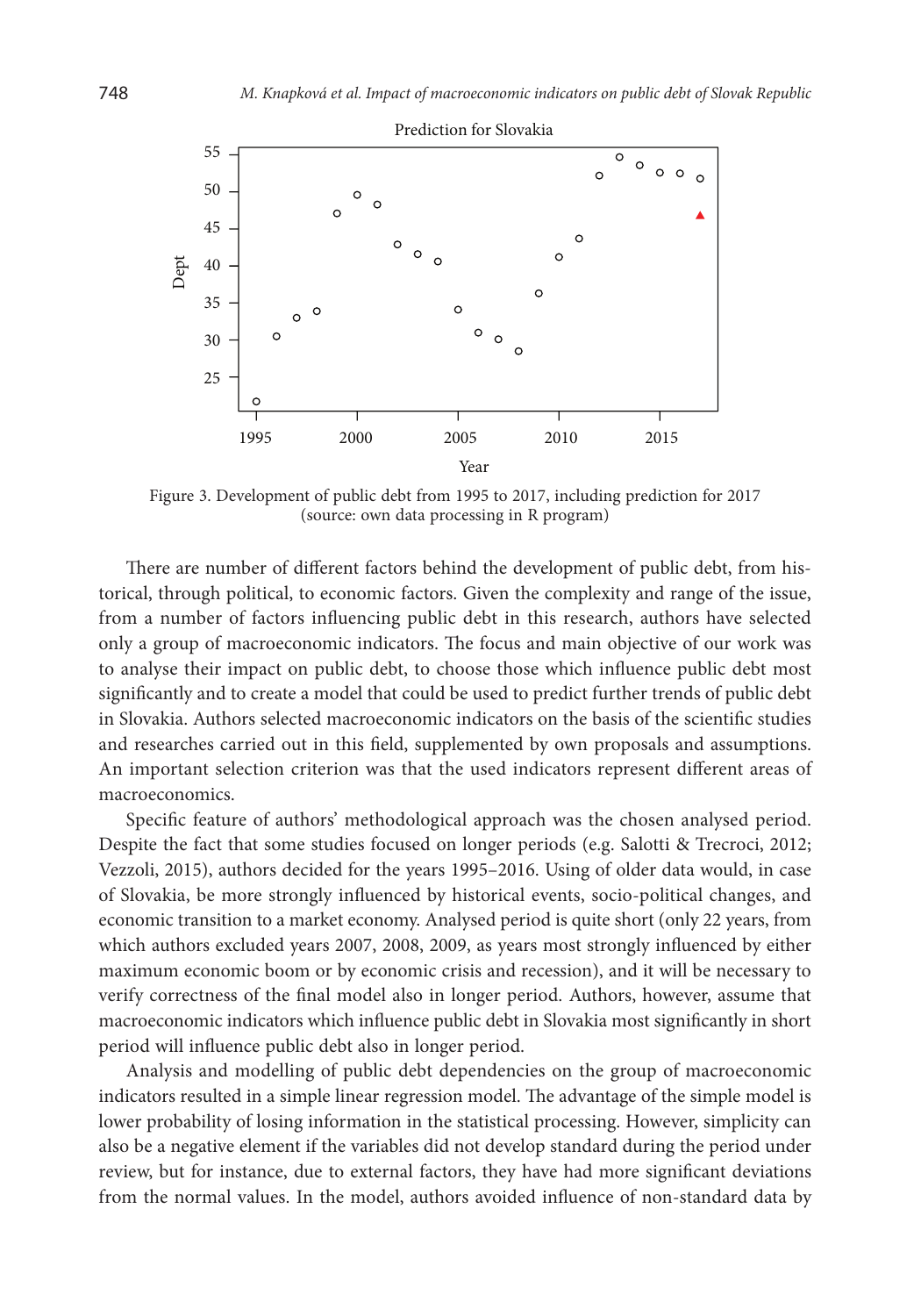Figure 3. Development of public debt from 1995 to 2017, including prediction for 2017 (source: own data processing in R program)

There are number of different factors behind the development of public debt, from historical, through political, to economic factors. Given the complexity and range of the issue, from a number of factors influencing public debt in this research, authors have selected only a group of macroeconomic indicators. The focus and main objective of our work was to analyse their impact on public debt, to choose those which influence public debt most significantly and to create a model that could be used to predict further trends of public debt in Slovakia. Authors selected macroeconomic indicators on the basis of the scientific studies and researches carried out in this field, supplemented by own proposals and assumptions. An important selection criterion was that the used indicators represent different areas of macroeconomics.

Specific feature of authors' methodological approach was the chosen analysed period. Despite the fact that some studies focused on longer periods (e.g. Salotti & Trecroci, 2012; Vezzoli, 2015), authors decided for the years 1995–2016. Using of older data would, in case of Slovakia, be more strongly influenced by historical events, socio-political changes, and economic transition to a market economy. Analysed period is quite short (only 22 years, from which authors excluded years 2007, 2008, 2009, as years most strongly influenced by either maximum economic boom or by economic crisis and recession), and it will be necessary to verify correctness of the final model also in longer period. Authors, however, assume that macroeconomic indicators which influence public debt in Slovakia most significantly in short period will influence public debt also in longer period.

Analysis and modelling of public debt dependencies on the group of macroeconomic indicators resulted in a simple linear regression model. The advantage of the simple model is lower probability of losing information in the statistical processing. However, simplicity can also be a negative element if the variables did not develop standard during the period under review, but for instance, due to external factors, they have had more significant deviations from the normal values. In the model, authors avoided influence of non-standard data by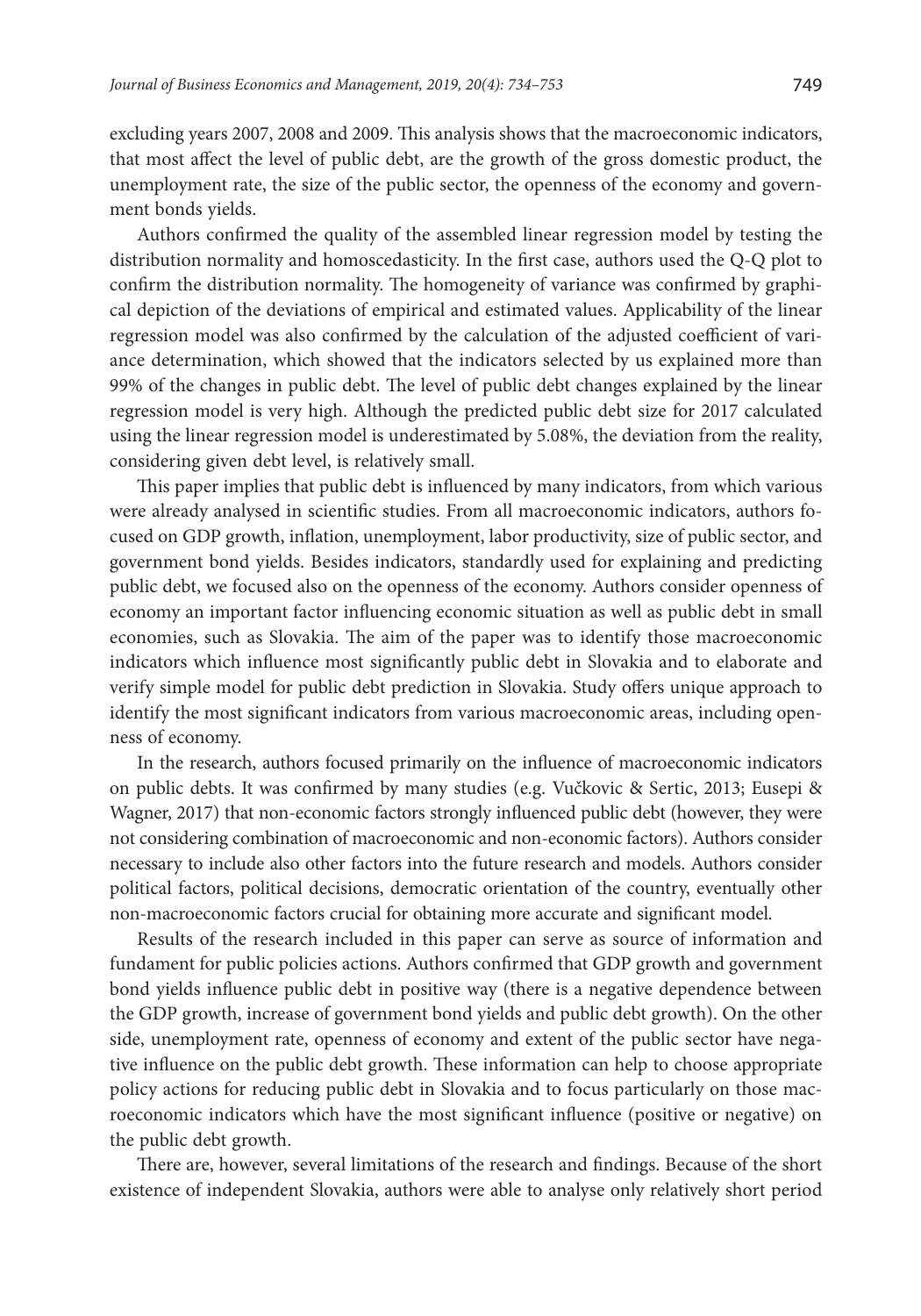excluding years 2007, 2008 and 2009. This analysis shows that the macroeconomic indicators, that most affect the level of public debt, are the growth of the gross domestic product, the unemployment rate, the size of the public sector, the openness of the economy and government bonds yields.

Authors confirmed the quality of the assembled linear regression model by testing the distribution normality and homoscedasticity. In the first case, authors used the Q-Q plot to confirm the distribution normality. The homogeneity of variance was confirmed by graphical depiction of the deviations of empirical and estimated values. Applicability of the linear regression model was also confirmed by the calculation of the adjusted coefficient of variance determination, which showed that the indicators selected by us explained more than 99% of the changes in public debt. The level of public debt changes explained by the linear regression model is very high. Although the predicted public debt size for 2017 calculated using the linear regression model is underestimated by 5.08%, the deviation from the reality, considering given debt level, is relatively small.

This paper implies that public debt is influenced by many indicators, from which various were already analysed in scientific studies. From all macroeconomic indicators, authors focused on GDP growth, inflation, unemployment, labor productivity, size of public sector, and government bond yields. Besides indicators, standardly used for explaining and predicting public debt, we focused also on the openness of the economy. Authors consider openness of economy an important factor influencing economic situation as well as public debt in small economies, such as Slovakia. The aim of the paper was to identify those macroeconomic indicators which influence most significantly public debt in Slovakia and to elaborate and verify simple model for public debt prediction in Slovakia. Study offers unique approach to identify the most significant indicators from various macroeconomic areas, including openness of economy.

In the research, authors focused primarily on the influence of macroeconomic indicators on public debts. It was confirmed by many studies (e.g. Vučkovic & Sertic, 2013; Eusepi & Wagner, 2017) that non-economic factors strongly influenced public debt (however, they were not considering combination of macroeconomic and non-economic factors). Authors consider necessary to include also other factors into the future research and models. Authors consider political factors, political decisions, democratic orientation of the country, eventually other non-macroeconomic factors crucial for obtaining more accurate and significant model.

Results of the research included in this paper can serve as source of information and fundament for public policies actions. Authors confirmed that GDP growth and government bond yields influence public debt in positive way (there is a negative dependence between the GDP growth, increase of government bond yields and public debt growth). On the other side, unemployment rate, openness of economy and extent of the public sector have negative influence on the public debt growth. These information can help to choose appropriate policy actions for reducing public debt in Slovakia and to focus particularly on those macroeconomic indicators which have the most significant influence (positive or negative) on the public debt growth.

There are, however, several limitations of the research and findings. Because of the short existence of independent Slovakia, authors were able to analyse only relatively short period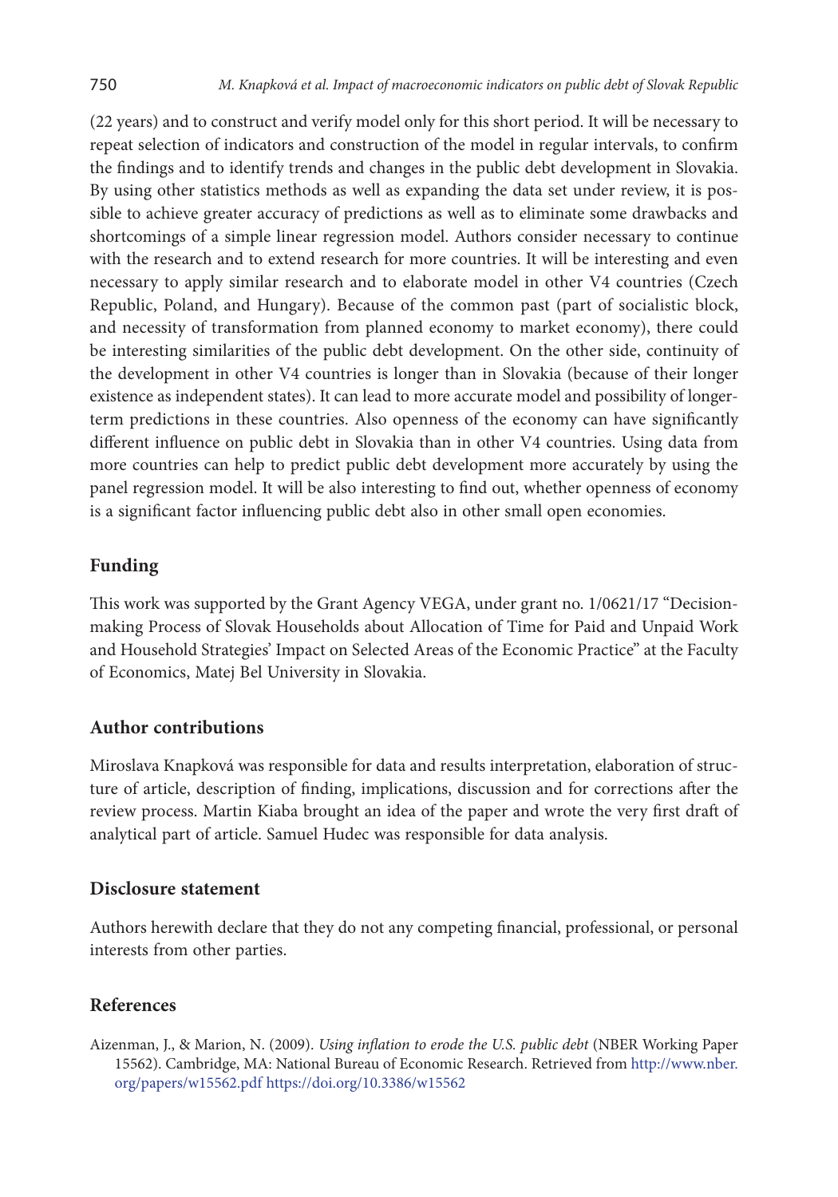(22 years) and to construct and verify model only for this short period. It will be necessary to repeat selection of indicators and construction of the model in regular intervals, to confirm the findings and to identify trends and changes in the public debt development in Slovakia. By using other statistics methods as well as expanding the data set under review, it is possible to achieve greater accuracy of predictions as well as to eliminate some drawbacks and shortcomings of a simple linear regression model. Authors consider necessary to continue with the research and to extend research for more countries. It will be interesting and even necessary to apply similar research and to elaborate model in other V4 countries (Czech Republic, Poland, and Hungary). Because of the common past (part of socialistic block, and necessity of transformation from planned economy to market economy), there could be interesting similarities of the public debt development. On the other side, continuity of the development in other V4 countries is longer than in Slovakia (because of their longer existence as independent states). It can lead to more accurate model and possibility of longer-term predictions in these countries. Also openness of the economy can have significantly different influence on public debt in Slovakia than in other V4 countries. Using data from more countries can help to predict public debt development more accurately by using the panel regression model. It will be also interesting to find out, whether openness of economy is a significant factor influencing public debt also in other small open economies.

## Funding

This work was supported by the Grant Agency VEGA, under grant no. 1/0621/17 "Decision-making Process of Slovak Households about Allocation of Time for Paid and Unpaid Work and Household Strategies' Impact on Selected Areas of the Economic Practice" at the Faculty of Economics, Matej Bel University in Slovakia.

## Author contributions

Miroslava Knapková was responsible for data and results interpretation, elaboration of structure of article, description of finding, implications, discussion and for corrections after the review process. Martin Kiaba brought an idea of the paper and wrote the very first draft of analytical part of article. Samuel Hudec was responsible for data analysis.

## Disclosure statement

Authors herewith declare that they do not any competing financial, professional, or personal interests from other parties.

## References

Aizenman, J., & Marion, N. (2009). *Using inflation to erode the U.S. public debt* (NBER Working Paper 15562). Cambridge, MA: National Bureau of Economic Research. Retrieved from http://www.nber.org/papers/w15562.pdf https://doi.org/10.3386/w15562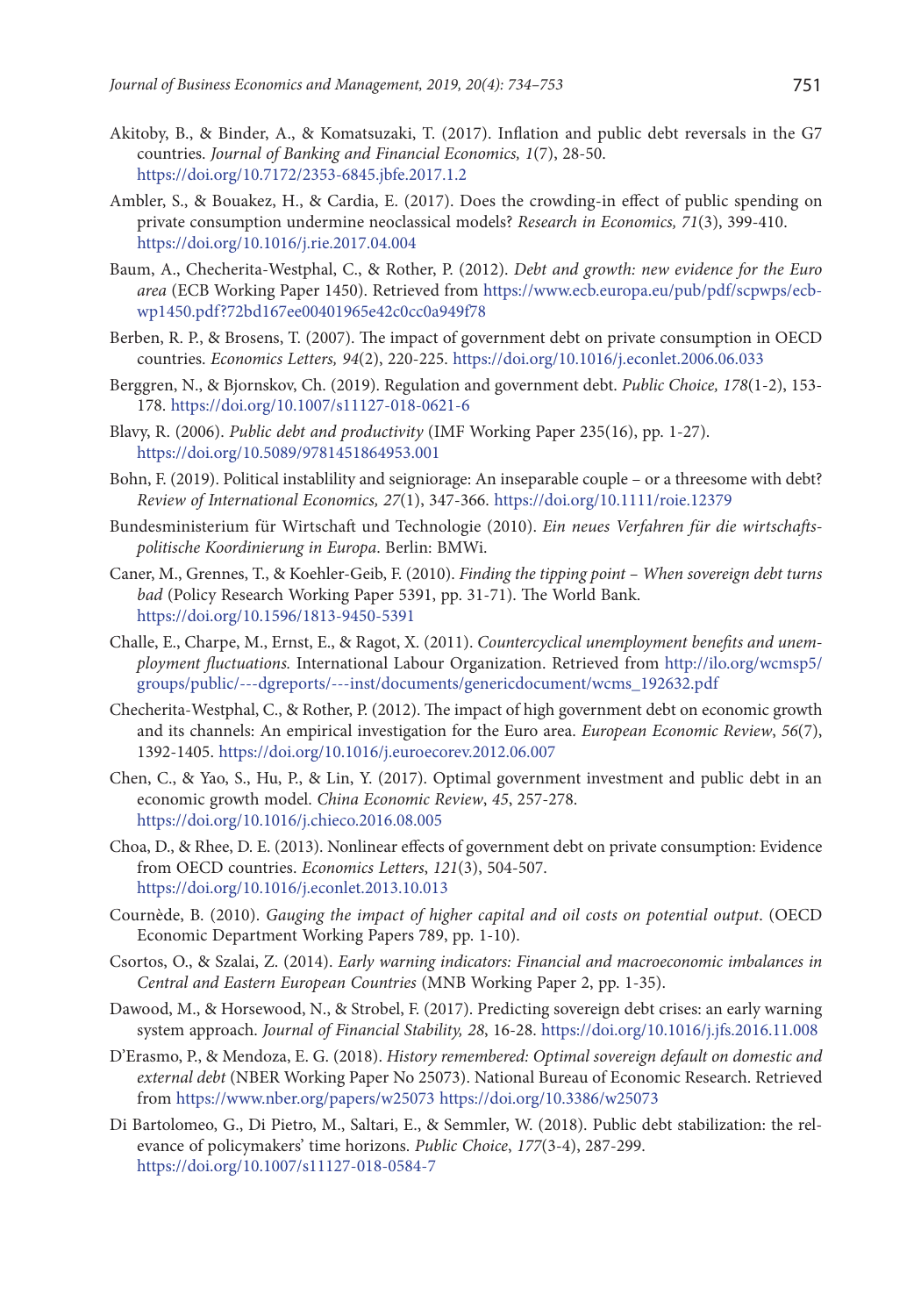Akitoby, B., & Binder, A., & Komatsuzaki, T. (2017). Inflation and public debt reversals in the G7 countries. *Journal of Banking and Financial Economics, 1*(7), 28-50. https://doi.org/10.7172/2353-6845.jbfe.2017.1.2

Ambler, S., & Bouakez, H., & Cardia, E. (2017). Does the crowding-in effect of public spending on private consumption undermine neoclassical models? *Research in Economics, 71*(3), 399-410. https://doi.org/10.1016/j.rie.2017.04.004

Baum, A., Checherita-Westphal, C., & Rother, P. (2012). *Debt and growth: new evidence for the Euro area* (ECB Working Paper 1450). Retrieved from https://www.ecb.europa.eu/pub/pdf/scpwps/ecb-wp1450.pdf?72bd167ee00401965e42c0cc0a949f78

Berben, R. P., & Brosens, T. (2007). The impact of government debt on private consumption in OECD countries. *Economics Letters, 94*(2), 220-225. https://doi.org/10.1016/j.econlet.2006.06.033

Berggren, N., & Bjornskov, Ch. (2019). Regulation and government debt. *Public Choice, 178*(1-2), 153-178. https://doi.org/10.1007/s11127-018-0621-6

Blavy, R. (2006). *Public debt and productivity* (IMF Working Paper 235(16), pp. 1-27). https://doi.org/10.5089/9781451864953.001

Bohn, F. (2019). Political instablility and seigniorage: An inseparable couple – or a threesome with debt? *Review of International Economics, 27*(1), 347-366. https://doi.org/10.1111/roie.12379

Bundesministerium für Wirtschaft und Technologie (2010). *Ein neues Verfahren für die wirtschaftspolitische Koordinierung in Europa*. Berlin: BMWi.

Caner, M., Grennes, T., & Koehler-Geib, F. (2010). *Finding the tipping point – When sovereign debt turns bad* (Policy Research Working Paper 5391, pp. 31-71). The World Bank. https://doi.org/10.1596/1813-9450-5391

Challe, E., Charpe, M., Ernst, E., & Ragot, X. (2011). *Countercyclical unemployment benefits and unemployment fluctuations.* International Labour Organization. Retrieved from http://ilo.org/wcmsp5/groups/public/---dgreports/---inst/documents/genericdocument/wcms_192632.pdf

Checherita-Westphal, C., & Rother, P. (2012). The impact of high government debt on economic growth and its channels: An empirical investigation for the Euro area. *European Economic Review*, *56*(7), 1392-1405. https://doi.org/10.1016/j.euroecorev.2012.06.007

Chen, C., & Yao, S., Hu, P., & Lin, Y. (2017). Optimal government investment and public debt in an economic growth model. *China Economic Review*, *45*, 257-278. https://doi.org/10.1016/j.chieco.2016.08.005

Choa, D., & Rhee, D. E. (2013). Nonlinear effects of government debt on private consumption: Evidence from OECD countries. *Economics Letters*, *121*(3), 504-507. https://doi.org/10.1016/j.econlet.2013.10.013

Cournède, B. (2010). *Gauging the impact of higher capital and oil costs on potential output*. (OECD Economic Department Working Papers 789, pp. 1-10).

Csortos, O., & Szalai, Z. (2014). *Early warning indicators: Financial and macroeconomic imbalances in Central and Eastern European Countries* (MNB Working Paper 2, pp. 1-35).

Dawood, M., & Horsewood, N., & Strobel, F. (2017). Predicting sovereign debt crises: an early warning system approach. *Journal of Financial Stability, 28*, 16-28. https://doi.org/10.1016/j.jfs.2016.11.008

D'Erasmo, P., & Mendoza, E. G. (2018). *History remembered: Optimal sovereign default on domestic and external debt* (NBER Working Paper No 25073). National Bureau of Economic Research. Retrieved from https://www.nber.org/papers/w25073 https://doi.org/10.3386/w25073

Di Bartolomeo, G., Di Pietro, M., Saltari, E., & Semmler, W. (2018). Public debt stabilization: the relevance of policymakers' time horizons. *Public Choice*, *177*(3-4), 287-299. https://doi.org/10.1007/s11127-018-0584-7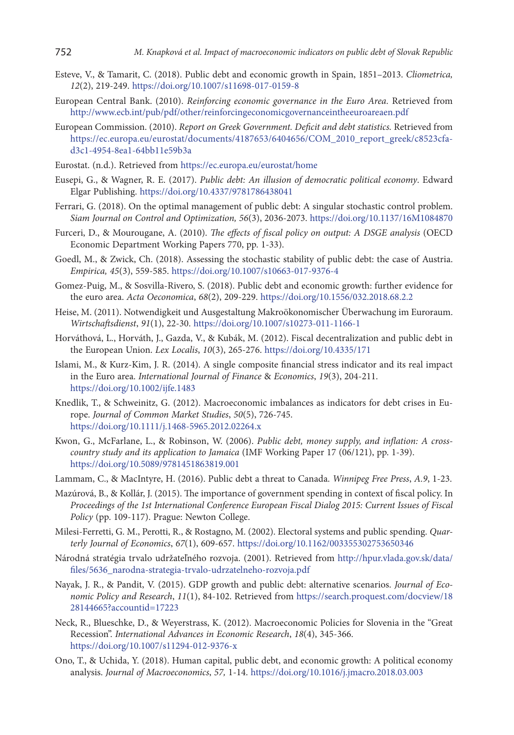Esteve, V., & Tamarit, C. (2018). Public debt and economic growth in Spain, 1851–2013. *Cliometrica, 12*(2), 219-249. https://doi.org/10.1007/s11698-017-0159-8

European Central Bank. (2010). *Reinforcing economic governance in the Euro Area.* Retrieved from http://www.ecb.int/pub/pdf/other/reinforcingeconomicgovernanceintheeuroareaen.pdf

European Commission. (2010). *Report on Greek Government. Deficit and debt statistics.* Retrieved from https://ec.europa.eu/eurostat/documents/4187653/6404656/COM_2010_report_greek/c8523cfa-d3c1-4954-8ea1-64bb11e59b3a

Eurostat. (n.d.). Retrieved from https://ec.europa.eu/eurostat/home

Eusepi, G., & Wagner, R. E. (2017). *Public debt: An illusion of democratic political economy*. Edward Elgar Publishing. https://doi.org/10.4337/9781786438041

Ferrari, G. (2018). On the optimal management of public debt: A singular stochastic control problem. *Siam Journal on Control and Optimization, 56*(3), 2036-2073. https://doi.org/10.1137/16M1084870

Furceri, D., & Mourougane, A. (2010). *The effects of fiscal policy on output: A DSGE analysis* (OECD Economic Department Working Papers 770, pp. 1-33).

Goedl, M., & Zwick, Ch. (2018). Assessing the stochastic stability of public debt: the case of Austria. *Empirica, 45*(3), 559-585. https://doi.org/10.1007/s10663-017-9376-4

Gomez-Puig, M., & Sosvilla-Rivero, S. (2018). Public debt and economic growth: further evidence for the euro area. *Acta Oeconomica*, *68*(2), 209-229. https://doi.org/10.1556/032.2018.68.2.2

Heise, M. (2011). Notwendigkeit und Ausgestaltung Makroökonomischer Überwachung im Euroraum. *Wirtschaftsdienst*, *91*(1), 22-30. https://doi.org/10.1007/s10273-011-1166-1

Horváthová, L., Horváth, J., Gazda, V., & Kubák, M. (2012). Fiscal decentralization and public debt in the European Union. *Lex Localis*, *10*(3), 265-276. https://doi.org/10.4335/171

Islami, M., & Kurz-Kim, J. R. (2014). A single composite financial stress indicator and its real impact in the Euro area. *International Journal of Finance* & *Economics*, *19*(3), 204-211. https://doi.org/10.1002/ijfe.1483

Knedlik, T., & Schweinitz, G. (2012). Macroeconomic imbalances as indicators for debt crises in Europe. *Journal of Common Market Studies*, *50*(5), 726-745. https://doi.org/10.1111/j.1468-5965.2012.02264.x

Kwon, G., McFarlane, L., & Robinson, W. (2006). *Public debt, money supply, and inflation: A cross-country study and its application to Jamaica* (IMF Working Paper 17 (06/121), pp. 1-39). https://doi.org/10.5089/9781451863819.001

Lammam, C., & MacIntyre, H. (2016). Public debt a threat to Canada. *Winnipeg Free Press*, *A.9*, 1-23.

Mazúrová, B., & Kollár, J. (2015). The importance of government spending in context of fiscal policy. In *Proceedings of the 1st International Conference European Fiscal Dialog 2015: Current Issues of Fiscal Policy* (pp. 109-117). Prague: Newton College.

Milesi-Ferretti, G. M., Perotti, R., & Rostagno, M. (2002). Electoral systems and public spending. *Quarterly Journal of Economics*, *67*(1), 609-657. https://doi.org/10.1162/003355302753650346

Národná stratégia trvalo udržateľného rozvoja. (2001). Retrieved from http://hpur.vlada.gov.sk/data/files/5636_narodna-strategia-trvalo-udrzatelneho-rozvoja.pdf

Nayak, J. R., & Pandit, V. (2015). GDP growth and public debt: alternative scenarios. *Journal of Economic Policy and Research*, *11*(1), 84-102. Retrieved from https://search.proquest.com/docview/1828144665?accountid=17223

Neck, R., Blueschke, D., & Weyerstrass, K. (2012). Macroeconomic Policies for Slovenia in the "Great Recession". *International Advances in Economic Research*, *18*(4), 345-366. https://doi.org/10.1007/s11294-012-9376-x

Ono, T., & Uchida, Y. (2018). Human capital, public debt, and economic growth: A political economy analysis. *Journal of Macroeconomics*, *57,* 1-14. https://doi.org/10.1016/j.jmacro.2018.03.003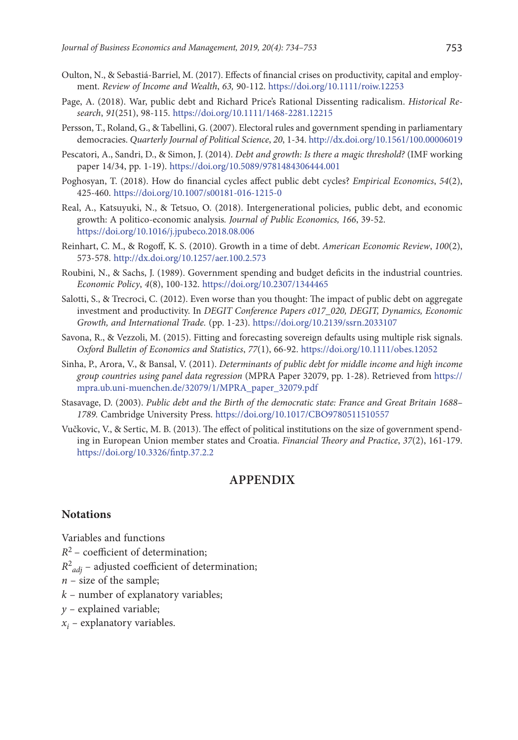Oulton, N., & Sebastiá-Barriel, M. (2017). Effects of financial crises on productivity, capital and employment. *Review of Income and Wealth*, *63,* 90-112. https://doi.org/10.1111/roiw.12253

Page, A. (2018). War, public debt and Richard Price's Rational Dissenting radicalism. *Historical Research*, *91*(251), 98-115. https://doi.org/10.1111/1468-2281.12215

Persson, T., Roland, G., & Tabellini, G. (2007). Electoral rules and government spending in parliamentary democracies. *Quarterly Journal of Political Science*, *20*, 1-34. http://dx.doi.org/10.1561/100.00006019

Pescatori, A., Sandri, D., & Simon, J. (2014). *Debt and growth: Is there a magic threshold?* (IMF working paper 14/34, pp. 1-19). https://doi.org/10.5089/9781484306444.001

Poghosyan, T. (2018). How do financial cycles affect public debt cycles? *Empirical Economics*, *54*(2), 425-460. https://doi.org/10.1007/s00181-016-1215-0

Real, A., Katsuyuki, N., & Tetsuo, O. (2018). Intergenerational policies, public debt, and economic growth: A politico-economic analysis*. Journal of Public Economics, 166*, 39-52. https://doi.org/10.1016/j.jpubeco.2018.08.006

Reinhart, C. M., & Rogoff, K. S. (2010). Growth in a time of debt. *American Economic Review*, *100*(2), 573-578. http://dx.doi.org/10.1257/aer.100.2.573

Roubini, N., & Sachs, J. (1989). Government spending and budget deficits in the industrial countries. *Economic Policy*, *4*(8), 100-132. https://doi.org/10.2307/1344465

Salotti, S., & Trecroci, C. (2012). Even worse than you thought: The impact of public debt on aggregate investment and productivity. In *DEGIT Conference Papers c017_020, DEGIT, Dynamics, Economic Growth, and International Trade.* (pp. 1-23). https://doi.org/10.2139/ssrn.2033107

Savona, R., & Vezzoli, M. (2015). Fitting and forecasting sovereign defaults using multiple risk signals. *Oxford Bulletin of Economics and Statistics*, *77*(1), 66-92. https://doi.org/10.1111/obes.12052

Sinha, P., Arora, V., & Bansal, V. (2011). *Determinants of public debt for middle income and high income group countries using panel data regression* (MPRA Paper 32079, pp. 1-28). Retrieved from https://mpra.ub.uni-muenchen.de/32079/1/MPRA_paper_32079.pdf

Stasavage, D. (2003). *Public debt and the Birth of the democratic state: France and Great Britain 1688–1789.* Cambridge University Press. https://doi.org/10.1017/CBO9780511510557

Vučkovic, V., & Sertic, M. B. (2013). The effect of political institutions on the size of government spending in European Union member states and Croatia. *Financial Theory and Practice*, *37*(2), 161-179. https://doi.org/10.3326/fintp.37.2.2

# APPENDIX

## Notations

Variables and functions

$R^2$ – coefficient of determination;

$R^2_{adj}$ – adjusted coefficient of determination;

$n$ – size of the sample;

$k$ – number of explanatory variables;

$y$ – explained variable;

$x_i$ – explanatory variables.